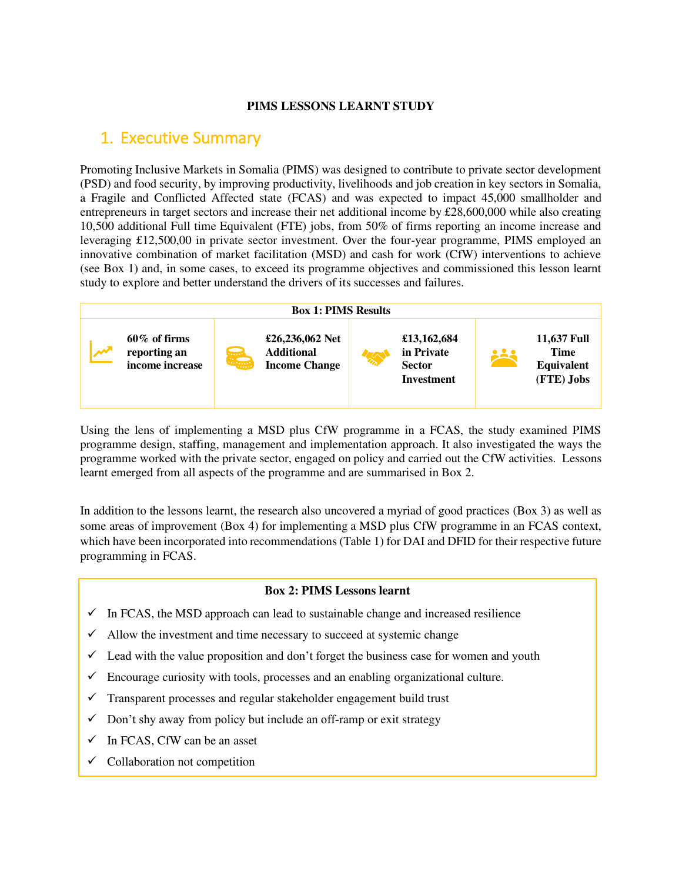**PIMS LESSONS LEARNT STUDY**

# 1. Executive Summary

Promoting Inclusive Markets in Somalia (PIMS) was designed to contribute to private sector development (PSD) and food security, by improving productivity, livelihoods and job creation in key sectors in Somalia, a Fragile and Conflicted Affected state (FCAS) and was expected to impact 45,000 smallholder and entrepreneurs in target sectors and increase their net additional income by £28,600,000 while also creating 10,500 additional Full time Equivalent (FTE) jobs, from 50% of firms reporting an income increase and leveraging £12,500,00 in private sector investment. Over the four-year programme, PIMS employed an innovative combination of market facilitation (MSD) and cash for work (CfW) interventions to achieve (see Box 1) and, in some cases, to exceed its programme objectives and commissioned this lesson learnt study to explore and better understand the drivers of its successes and failures.

| Box 1: PIMS Results | | | |
|---|---|---|---|
| **60% of firms reporting an income increase** | **£26,236,062 Net Additional Income Change** | **£13,162,684 in Private Sector Investment** | **11,637 Full Time Equivalent (FTE) Jobs** |

Using the lens of implementing a MSD plus CfW programme in a FCAS, the study examined PIMS programme design, staffing, management and implementation approach. It also investigated the ways the programme worked with the private sector, engaged on policy and carried out the CfW activities. Lessons learnt emerged from all aspects of the programme and are summarised in Box 2.

In addition to the lessons learnt, the research also uncovered a myriad of good practices (Box 3) as well as some areas of improvement (Box 4) for implementing a MSD plus CfW programme in an FCAS context, which have been incorporated into recommendations (Table 1) for DAI and DFID for their respective future programming in FCAS.

**Box 2: PIMS Lessons learnt**

- ✓ In FCAS, the MSD approach can lead to sustainable change and increased resilience
- ✓ Allow the investment and time necessary to succeed at systemic change
- ✓ Lead with the value proposition and don't forget the business case for women and youth
- ✓ Encourage curiosity with tools, processes and an enabling organizational culture.
- ✓ Transparent processes and regular stakeholder engagement build trust
- ✓ Don't shy away from policy but include an off-ramp or exit strategy
- ✓ In FCAS, CfW can be an asset
- ✓ Collaboration not competition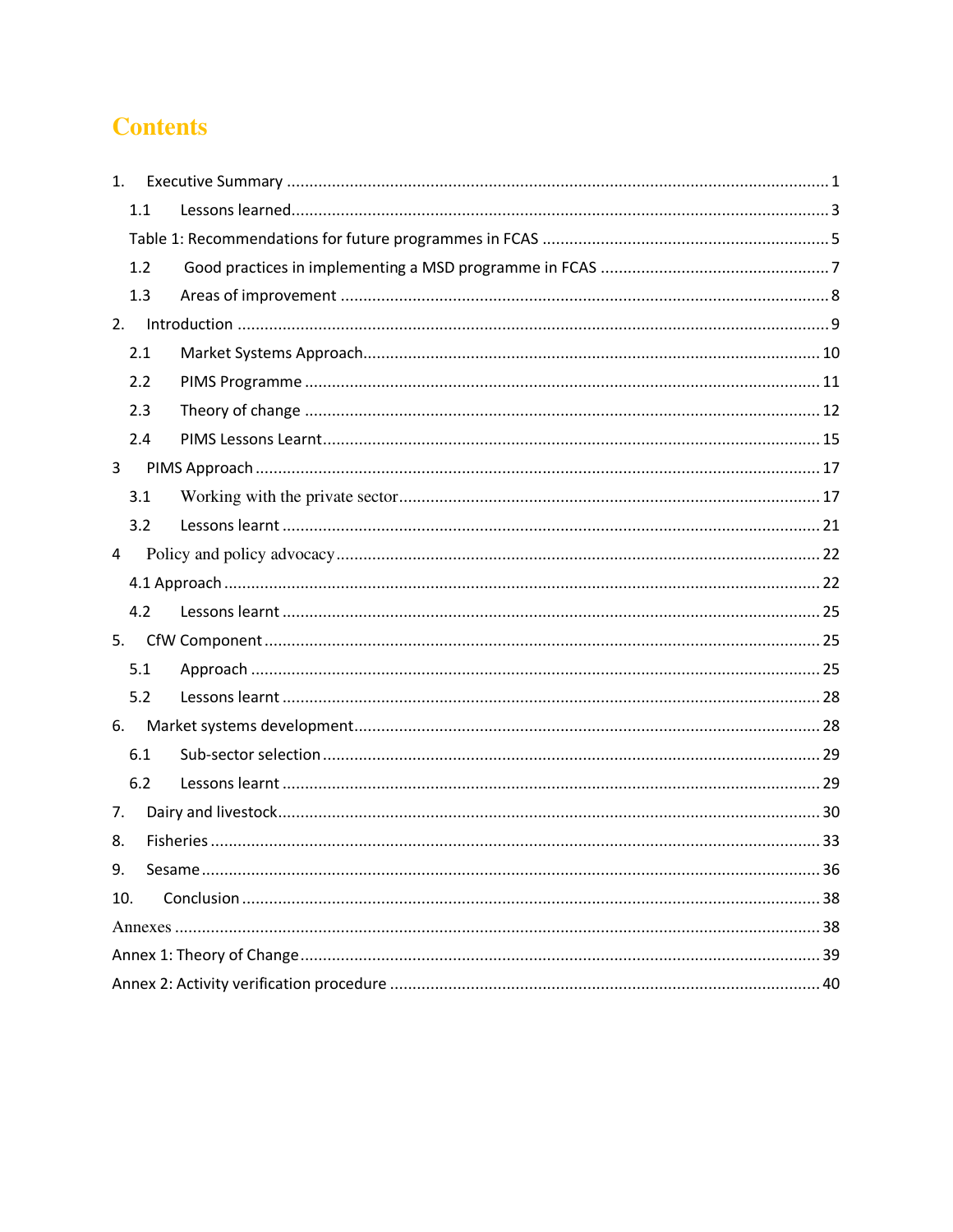# Contents

1. Executive Summary ........................................................................................................ 1
    1.1 Lessons learned........................................................................................................ 3
    Table 1: Recommendations for future programmes in FCAS ............................................................... 5
    1.2 Good practices in implementing a MSD programme in FCAS ................................................ 7
    1.3 Areas of improvement .................................................................................................. 8
2. Introduction ........................................................................................................................ 9
    2.1 Market Systems Approach.......................................................................................... 10
    2.2 PIMS Programme ....................................................................................................... 11
    2.3 Theory of change ....................................................................................................... 12
    2.4 PIMS Lessons Learnt.................................................................................................. 15
3 PIMS Approach ................................................................................................................... 17
    3.1 Working with the private sector.................................................................................. 17
    3.2 Lessons learnt ............................................................................................................ 21
4 Policy and policy advocacy .................................................................................................. 22
    4.1 Approach ................................................................................................................... 22
    4.2 Lessons learnt ............................................................................................................ 25
5. CfW Component ................................................................................................................. 25
    5.1 Approach ................................................................................................................... 25
    5.2 Lessons learnt ............................................................................................................ 28
6. Market systems development............................................................................................ 28
    6.1 Sub-sector selection ................................................................................................... 29
    6.2 Lessons learnt ............................................................................................................ 29
7. Dairy and livestock............................................................................................................. 30
8. Fisheries ............................................................................................................................. 33
9. Sesame ............................................................................................................................... 36
10. Conclusion ........................................................................................................................ 38

Annexes .................................................................................................................................. 38

Annex 1: Theory of Change...................................................................................................... 39

Annex 2: Activity verification procedure ................................................................................. 40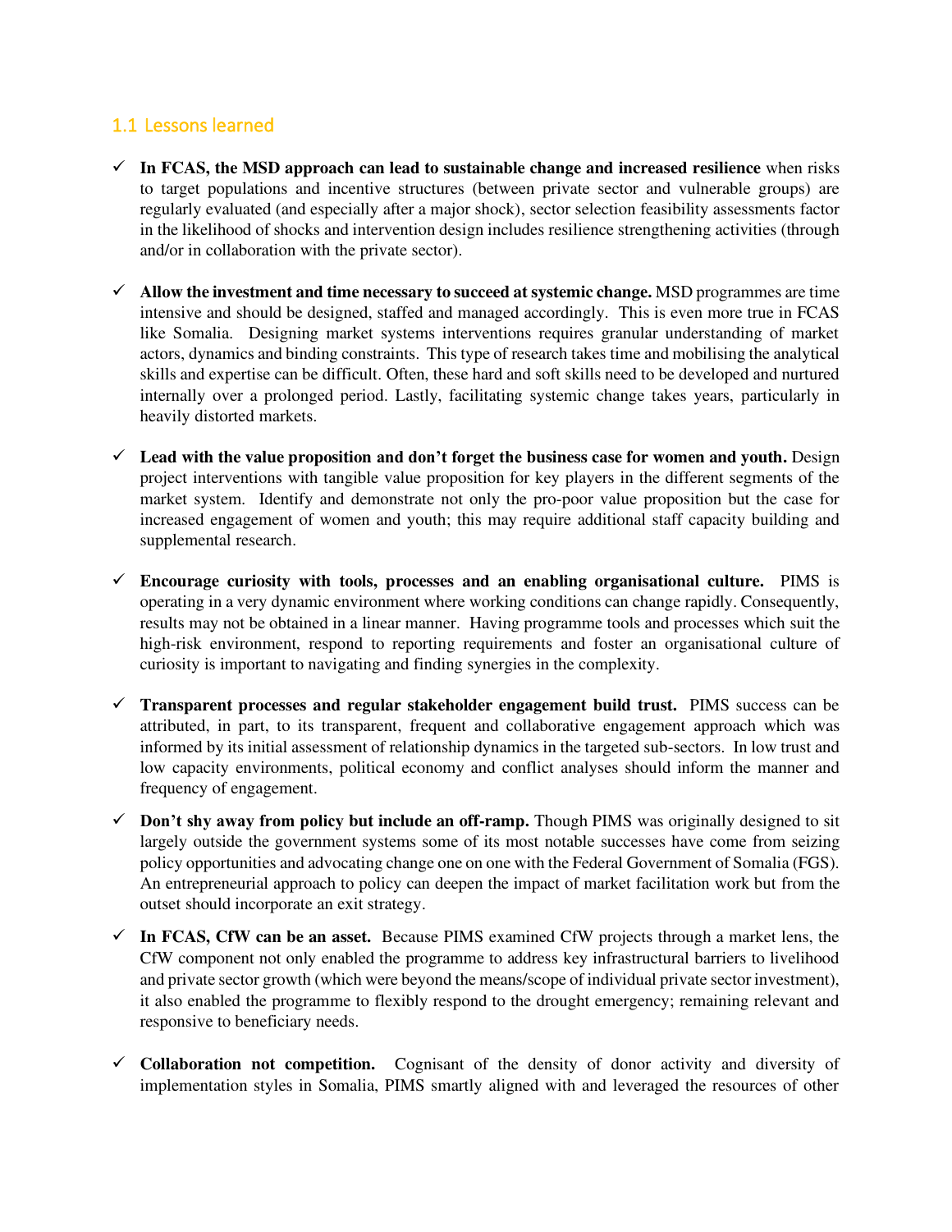## 1.1 Lessons learned

- ✓ **In FCAS, the MSD approach can lead to sustainable change and increased resilience** when risks to target populations and incentive structures (between private sector and vulnerable groups) are regularly evaluated (and especially after a major shock), sector selection feasibility assessments factor in the likelihood of shocks and intervention design includes resilience strengthening activities (through and/or in collaboration with the private sector).

- ✓ **Allow the investment and time necessary to succeed at systemic change.** MSD programmes are time intensive and should be designed, staffed and managed accordingly. This is even more true in FCAS like Somalia. Designing market systems interventions requires granular understanding of market actors, dynamics and binding constraints. This type of research takes time and mobilising the analytical skills and expertise can be difficult. Often, these hard and soft skills need to be developed and nurtured internally over a prolonged period. Lastly, facilitating systemic change takes years, particularly in heavily distorted markets.

- ✓ **Lead with the value proposition and don't forget the business case for women and youth.** Design project interventions with tangible value proposition for key players in the different segments of the market system. Identify and demonstrate not only the pro-poor value proposition but the case for increased engagement of women and youth; this may require additional staff capacity building and supplemental research.

- ✓ **Encourage curiosity with tools, processes and an enabling organisational culture.** PIMS is operating in a very dynamic environment where working conditions can change rapidly. Consequently, results may not be obtained in a linear manner. Having programme tools and processes which suit the high-risk environment, respond to reporting requirements and foster an organisational culture of curiosity is important to navigating and finding synergies in the complexity.

- ✓ **Transparent processes and regular stakeholder engagement build trust.** PIMS success can be attributed, in part, to its transparent, frequent and collaborative engagement approach which was informed by its initial assessment of relationship dynamics in the targeted sub-sectors. In low trust and low capacity environments, political economy and conflict analyses should inform the manner and frequency of engagement.

- ✓ **Don't shy away from policy but include an off-ramp.** Though PIMS was originally designed to sit largely outside the government systems some of its most notable successes have come from seizing policy opportunities and advocating change one on one with the Federal Government of Somalia (FGS). An entrepreneurial approach to policy can deepen the impact of market facilitation work but from the outset should incorporate an exit strategy.

- ✓ **In FCAS, CfW can be an asset.** Because PIMS examined CfW projects through a market lens, the CfW component not only enabled the programme to address key infrastructural barriers to livelihood and private sector growth (which were beyond the means/scope of individual private sector investment), it also enabled the programme to flexibly respond to the drought emergency; remaining relevant and responsive to beneficiary needs.

- ✓ **Collaboration not competition.** Cognisant of the density of donor activity and diversity of implementation styles in Somalia, PIMS smartly aligned with and leveraged the resources of other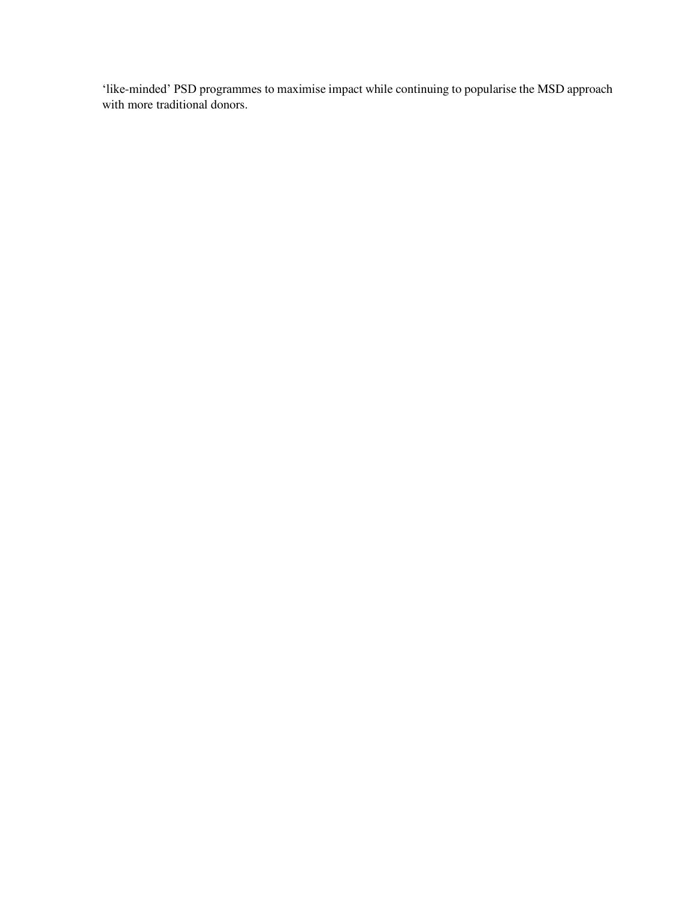'like-minded' PSD programmes to maximise impact while continuing to popularise the MSD approach with more traditional donors.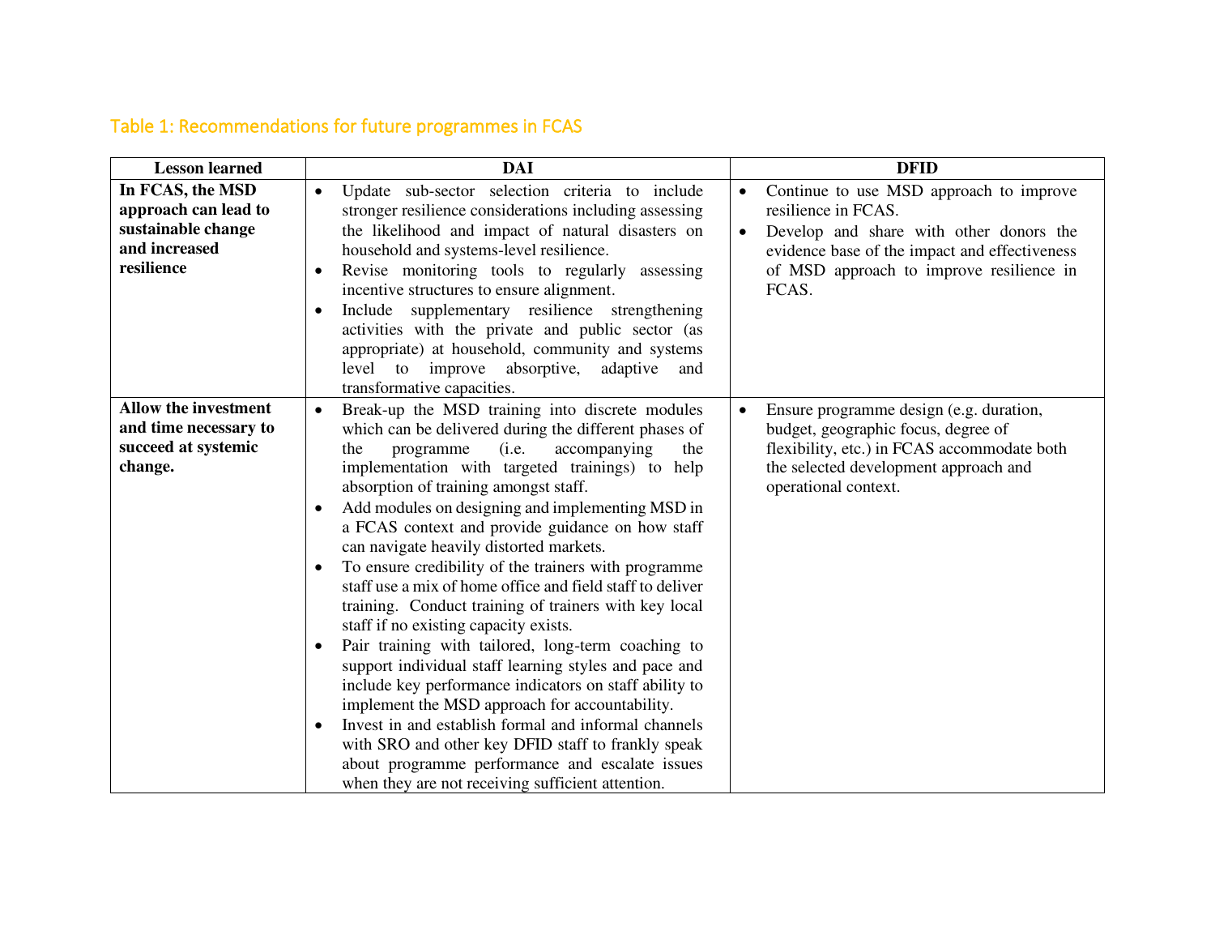Table 1: Recommendations for future programmes in FCAS

| Lesson learned | DAI | DFID |
|---|---|---|
| **In FCAS, the MSD approach can lead to sustainable change and increased resilience** | • Update sub-sector selection criteria to include stronger resilience considerations including assessing the likelihood and impact of natural disasters on household and systems-level resilience.<br>• Revise monitoring tools to regularly assessing incentive structures to ensure alignment.<br>• Include supplementary resilience strengthening activities with the private and public sector (as appropriate) at household, community and systems level to improve absorptive, adaptive and transformative capacities. | • Continue to use MSD approach to improve resilience in FCAS.<br>• Develop and share with other donors the evidence base of the impact and effectiveness of MSD approach to improve resilience in FCAS. |
| **Allow the investment and time necessary to succeed at systemic change.** | • Break-up the MSD training into discrete modules which can be delivered during the different phases of the programme (i.e. accompanying the implementation with targeted trainings) to help absorption of training amongst staff.<br>• Add modules on designing and implementing MSD in a FCAS context and provide guidance on how staff can navigate heavily distorted markets.<br>• To ensure credibility of the trainers with programme staff use a mix of home office and field staff to deliver training. Conduct training of trainers with key local staff if no existing capacity exists.<br>• Pair training with tailored, long-term coaching to support individual staff learning styles and pace and include key performance indicators on staff ability to implement the MSD approach for accountability.<br>• Invest in and establish formal and informal channels with SRO and other key DFID staff to frankly speak about programme performance and escalate issues when they are not receiving sufficient attention. | • Ensure programme design (e.g. duration, budget, geographic focus, degree of flexibility, etc.) in FCAS accommodate both the selected development approach and operational context. |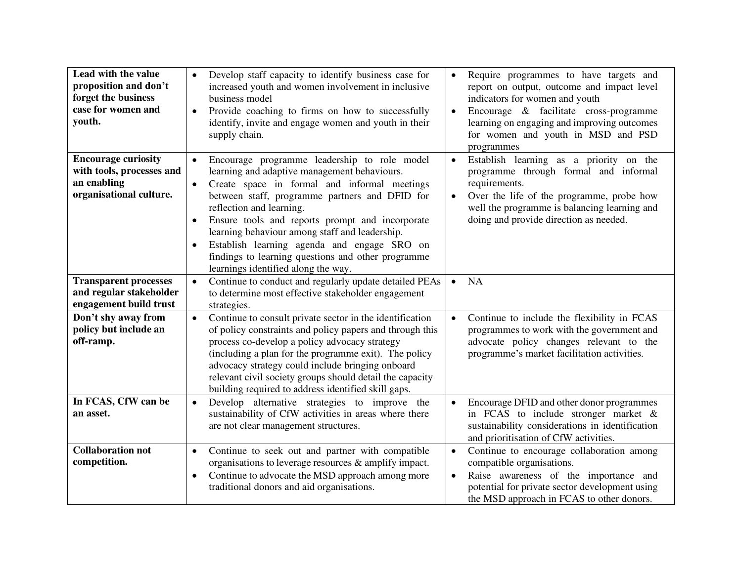| | | |
|---|---|---|
| **Lead with the value proposition and don't forget the business case for women and youth.** | • Develop staff capacity to identify business case for increased youth and women involvement in inclusive business model<br>• Provide coaching to firms on how to successfully identify, invite and engage women and youth in their supply chain. | • Require programmes to have targets and report on output, outcome and impact level indicators for women and youth<br>• Encourage & facilitate cross-programme learning on engaging and improving outcomes for women and youth in MSD and PSD programmes |
| **Encourage curiosity with tools, processes and an enabling organisational culture.** | • Encourage programme leadership to role model learning and adaptive management behaviours.<br>• Create space in formal and informal meetings between staff, programme partners and DFID for reflection and learning.<br>• Ensure tools and reports prompt and incorporate learning behaviour among staff and leadership.<br>• Establish learning agenda and engage SRO on findings to learning questions and other programme learnings identified along the way. | • Establish learning as a priority on the programme through formal and informal requirements.<br>• Over the life of the programme, probe how well the programme is balancing learning and doing and provide direction as needed. |
| **Transparent processes and regular stakeholder engagement build trust** | • Continue to conduct and regularly update detailed PEAs to determine most effective stakeholder engagement strategies. | • NA |
| **Don't shy away from policy but include an off-ramp.** | • Continue to consult private sector in the identification of policy constraints and policy papers and through this process co-develop a policy advocacy strategy (including a plan for the programme exit). The policy advocacy strategy could include bringing onboard relevant civil society groups should detail the capacity building required to address identified skill gaps. | • Continue to include the flexibility in FCAS programmes to work with the government and advocate policy changes relevant to the programme's market facilitation activities. |
| **In FCAS, CfW can be an asset.** | • Develop alternative strategies to improve the sustainability of CfW activities in areas where there are not clear management structures. | • Encourage DFID and other donor programmes in FCAS to include stronger market & sustainability considerations in identification and prioritisation of CfW activities. |
| **Collaboration not competition.** | • Continue to seek out and partner with compatible organisations to leverage resources & amplify impact.<br>• Continue to advocate the MSD approach among more traditional donors and aid organisations. | • Continue to encourage collaboration among compatible organisations.<br>• Raise awareness of the importance and potential for private sector development using the MSD approach in FCAS to other donors. |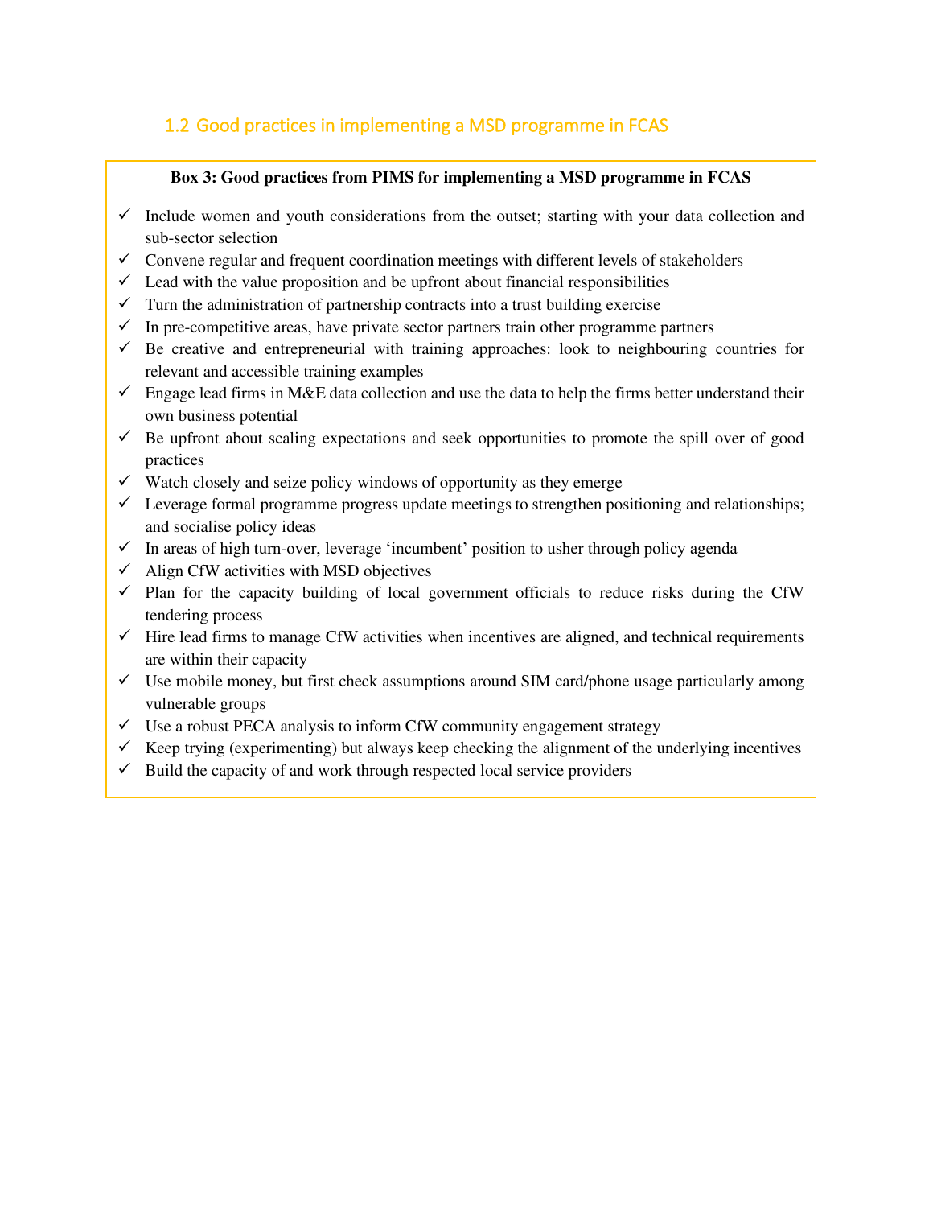## 1.2 Good practices in implementing a MSD programme in FCAS

**Box 3: Good practices from PIMS for implementing a MSD programme in FCAS**

- ✓ Include women and youth considerations from the outset; starting with your data collection and sub-sector selection
- ✓ Convene regular and frequent coordination meetings with different levels of stakeholders
- ✓ Lead with the value proposition and be upfront about financial responsibilities
- ✓ Turn the administration of partnership contracts into a trust building exercise
- ✓ In pre-competitive areas, have private sector partners train other programme partners
- ✓ Be creative and entrepreneurial with training approaches: look to neighbouring countries for relevant and accessible training examples
- ✓ Engage lead firms in M&E data collection and use the data to help the firms better understand their own business potential
- ✓ Be upfront about scaling expectations and seek opportunities to promote the spill over of good practices
- ✓ Watch closely and seize policy windows of opportunity as they emerge
- ✓ Leverage formal programme progress update meetings to strengthen positioning and relationships; and socialise policy ideas
- ✓ In areas of high turn-over, leverage 'incumbent' position to usher through policy agenda
- ✓ Align CfW activities with MSD objectives
- ✓ Plan for the capacity building of local government officials to reduce risks during the CfW tendering process
- ✓ Hire lead firms to manage CfW activities when incentives are aligned, and technical requirements are within their capacity
- ✓ Use mobile money, but first check assumptions around SIM card/phone usage particularly among vulnerable groups
- ✓ Use a robust PECA analysis to inform CfW community engagement strategy
- ✓ Keep trying (experimenting) but always keep checking the alignment of the underlying incentives
- ✓ Build the capacity of and work through respected local service providers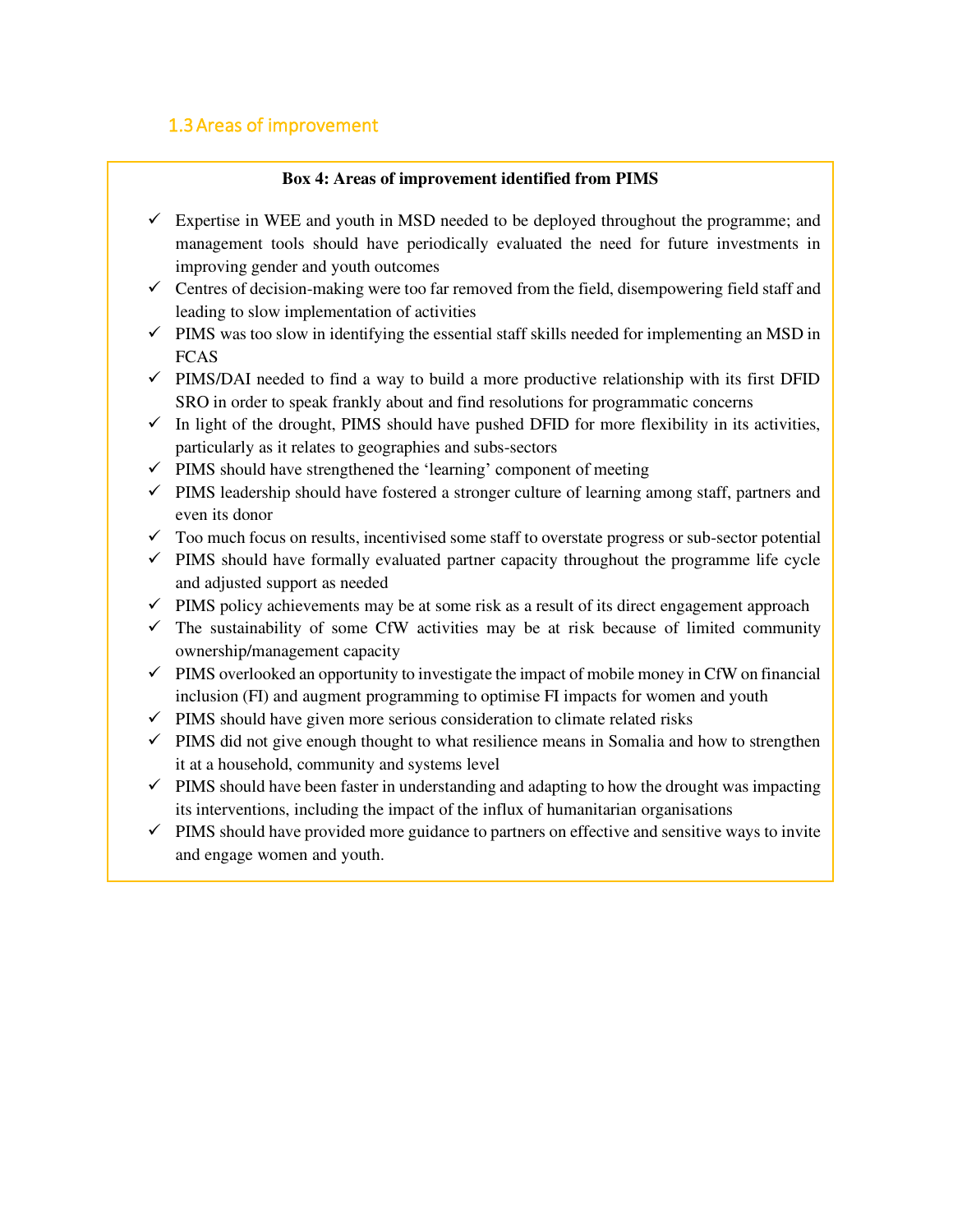### 1.3 Areas of improvement

**Box 4: Areas of improvement identified from PIMS**

- ✓ Expertise in WEE and youth in MSD needed to be deployed throughout the programme; and management tools should have periodically evaluated the need for future investments in improving gender and youth outcomes
- ✓ Centres of decision-making were too far removed from the field, disempowering field staff and leading to slow implementation of activities
- ✓ PIMS was too slow in identifying the essential staff skills needed for implementing an MSD in FCAS
- ✓ PIMS/DAI needed to find a way to build a more productive relationship with its first DFID SRO in order to speak frankly about and find resolutions for programmatic concerns
- ✓ In light of the drought, PIMS should have pushed DFID for more flexibility in its activities, particularly as it relates to geographies and subs-sectors
- ✓ PIMS should have strengthened the 'learning' component of meeting
- ✓ PIMS leadership should have fostered a stronger culture of learning among staff, partners and even its donor
- ✓ Too much focus on results, incentivised some staff to overstate progress or sub-sector potential
- ✓ PIMS should have formally evaluated partner capacity throughout the programme life cycle and adjusted support as needed
- ✓ PIMS policy achievements may be at some risk as a result of its direct engagement approach
- ✓ The sustainability of some CfW activities may be at risk because of limited community ownership/management capacity
- ✓ PIMS overlooked an opportunity to investigate the impact of mobile money in CfW on financial inclusion (FI) and augment programming to optimise FI impacts for women and youth
- ✓ PIMS should have given more serious consideration to climate related risks
- ✓ PIMS did not give enough thought to what resilience means in Somalia and how to strengthen it at a household, community and systems level
- ✓ PIMS should have been faster in understanding and adapting to how the drought was impacting its interventions, including the impact of the influx of humanitarian organisations
- ✓ PIMS should have provided more guidance to partners on effective and sensitive ways to invite and engage women and youth.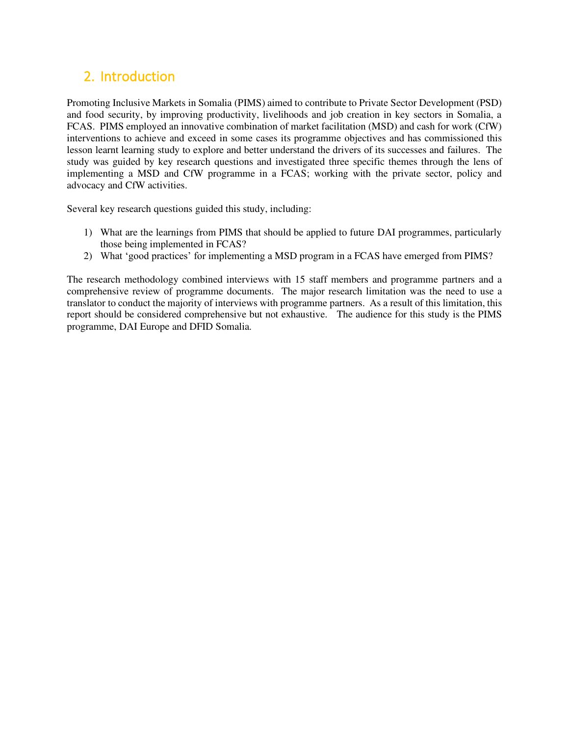## 2. Introduction

Promoting Inclusive Markets in Somalia (PIMS) aimed to contribute to Private Sector Development (PSD) and food security, by improving productivity, livelihoods and job creation in key sectors in Somalia, a FCAS. PIMS employed an innovative combination of market facilitation (MSD) and cash for work (CfW) interventions to achieve and exceed in some cases its programme objectives and has commissioned this lesson learnt learning study to explore and better understand the drivers of its successes and failures. The study was guided by key research questions and investigated three specific themes through the lens of implementing a MSD and CfW programme in a FCAS; working with the private sector, policy and advocacy and CfW activities.

Several key research questions guided this study, including:

1) What are the learnings from PIMS that should be applied to future DAI programmes, particularly those being implemented in FCAS?
2) What 'good practices' for implementing a MSD program in a FCAS have emerged from PIMS?

The research methodology combined interviews with 15 staff members and programme partners and a comprehensive review of programme documents. The major research limitation was the need to use a translator to conduct the majority of interviews with programme partners. As a result of this limitation, this report should be considered comprehensive but not exhaustive. The audience for this study is the PIMS programme, DAI Europe and DFID Somalia.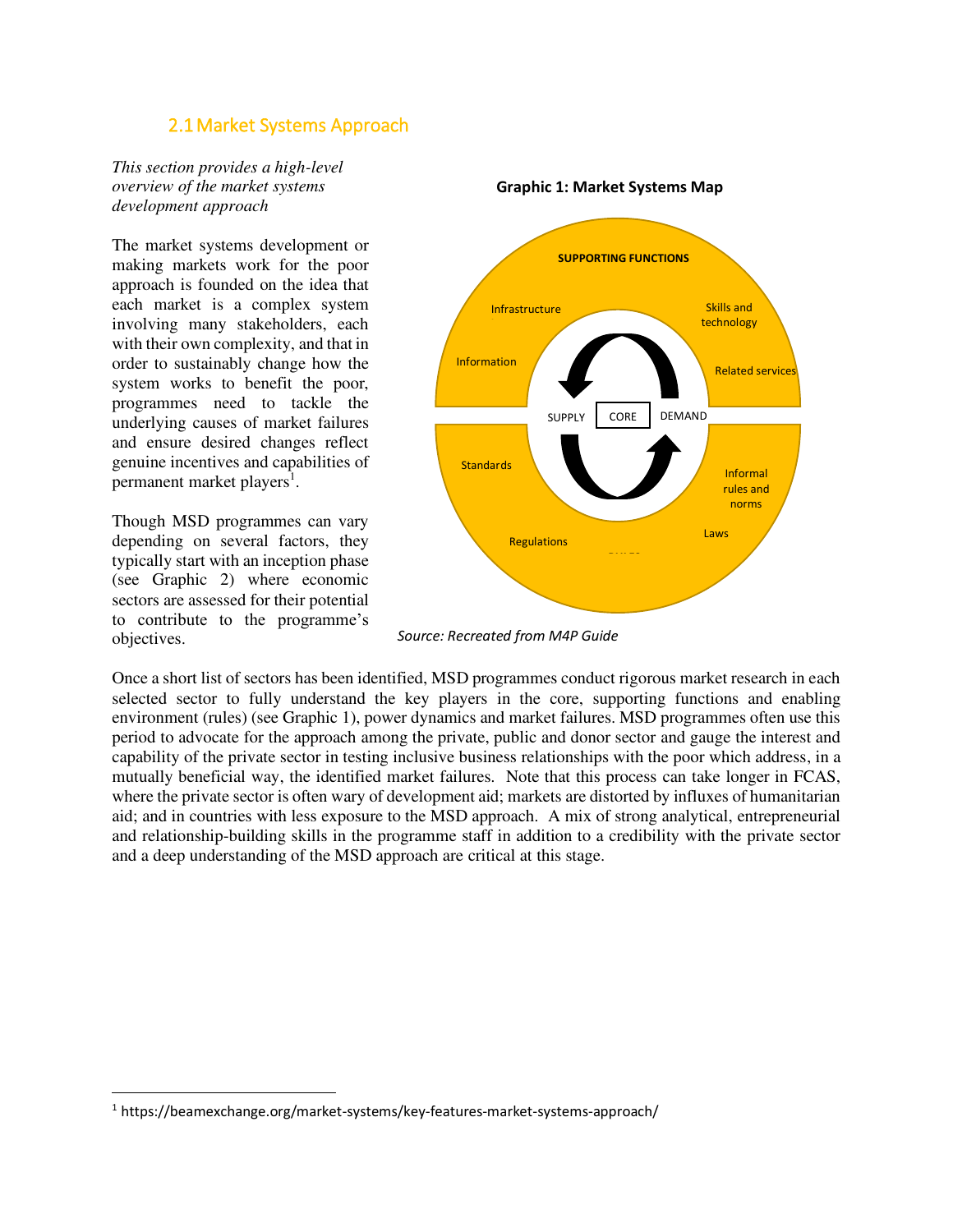## 2.1 Market Systems Approach

*This section provides a high-level overview of the market systems development approach*

The market systems development or making markets work for the poor approach is founded on the idea that each market is a complex system involving many stakeholders, each with their own complexity, and that in order to sustainably change how the system works to benefit the poor, programmes need to tackle the underlying causes of market failures and ensure desired changes reflect genuine incentives and capabilities of permanent market players[1].

Though MSD programmes can vary depending on several factors, they typically start with an inception phase (see Graphic 2) where economic sectors are assessed for their potential to contribute to the programme's objectives.

**Graphic 1: Market Systems Map**

SUPPORTING FUNCTIONS

Infrastructure

Skills and technology

Information

Related services

SUPPLY | CORE | DEMAND

Standards

Informal rules and norms

Regulations

Laws

*Source: Recreated from M4P Guide*

Once a short list of sectors has been identified, MSD programmes conduct rigorous market research in each selected sector to fully understand the key players in the core, supporting functions and enabling environment (rules) (see Graphic 1), power dynamics and market failures. MSD programmes often use this period to advocate for the approach among the private, public and donor sector and gauge the interest and capability of the private sector in testing inclusive business relationships with the poor which address, in a mutually beneficial way, the identified market failures. Note that this process can take longer in FCAS, where the private sector is often wary of development aid; markets are distorted by influxes of humanitarian aid; and in countries with less exposure to the MSD approach. A mix of strong analytical, entrepreneurial and relationship-building skills in the programme staff in addition to a credibility with the private sector and a deep understanding of the MSD approach are critical at this stage.

[1] https://beamexchange.org/market-systems/key-features-market-systems-approach/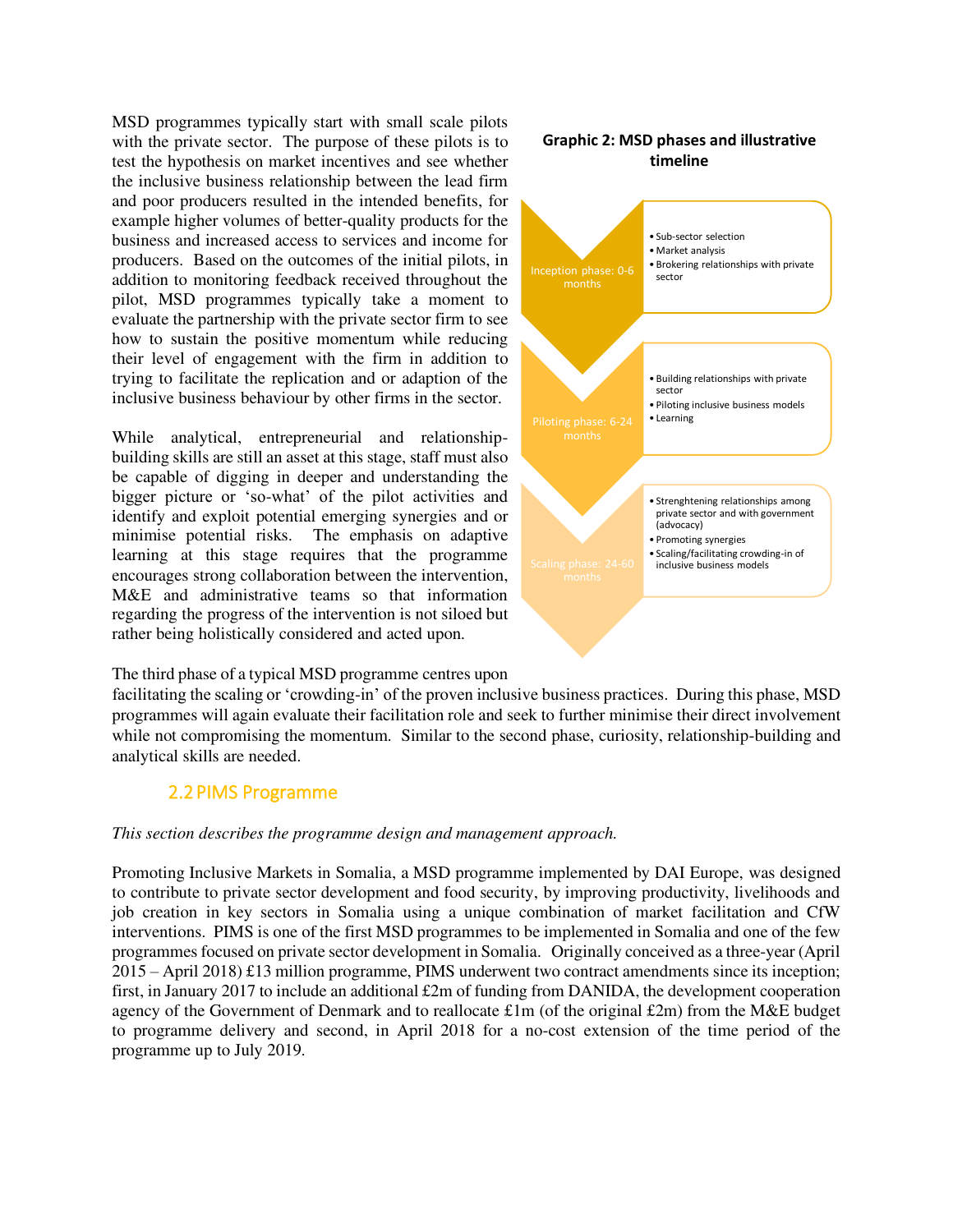MSD programmes typically start with small scale pilots with the private sector. The purpose of these pilots is to test the hypothesis on market incentives and see whether the inclusive business relationship between the lead firm and poor producers resulted in the intended benefits, for example higher volumes of better-quality products for the business and increased access to services and income for producers. Based on the outcomes of the initial pilots, in addition to monitoring feedback received throughout the pilot, MSD programmes typically take a moment to evaluate the partnership with the private sector firm to see how to sustain the positive momentum while reducing their level of engagement with the firm in addition to trying to facilitate the replication and or adaption of the inclusive business behaviour by other firms in the sector.

While analytical, entrepreneurial and relationship-building skills are still an asset at this stage, staff must also be capable of digging in deeper and understanding the bigger picture or 'so-what' of the pilot activities and identify and exploit potential emerging synergies and or minimise potential risks. The emphasis on adaptive learning at this stage requires that the programme encourages strong collaboration between the intervention, M&E and administrative teams so that information regarding the progress of the intervention is not siloed but rather being holistically considered and acted upon.

**Graphic 2: MSD phases and illustrative timeline**

| Phase | Activities |
| --- | --- |
| Inception phase: 0-6 months | • Sub-sector selection<br>• Market analysis<br>• Brokering relationships with private sector |
| Piloting phase: 6-24 months | • Building relationships with private sector<br>• Piloting inclusive business models<br>• Learning |
| Scaling phase: 24-60 months | • Strenghtening relationships among private sector and with government (advocacy)<br>• Promoting synergies<br>• Scaling/facilitating crowding-in of inclusive business models |

The third phase of a typical MSD programme centres upon facilitating the scaling or 'crowding-in' of the proven inclusive business practices. During this phase, MSD programmes will again evaluate their facilitation role and seek to further minimise their direct involvement while not compromising the momentum. Similar to the second phase, curiosity, relationship-building and analytical skills are needed.

## 2.2 PIMS Programme

*This section describes the programme design and management approach.*

Promoting Inclusive Markets in Somalia, a MSD programme implemented by DAI Europe, was designed to contribute to private sector development and food security, by improving productivity, livelihoods and job creation in key sectors in Somalia using a unique combination of market facilitation and CfW interventions. PIMS is one of the first MSD programmes to be implemented in Somalia and one of the few programmes focused on private sector development in Somalia. Originally conceived as a three-year (April 2015 – April 2018) £13 million programme, PIMS underwent two contract amendments since its inception; first, in January 2017 to include an additional £2m of funding from DANIDA, the development cooperation agency of the Government of Denmark and to reallocate £1m (of the original £2m) from the M&E budget to programme delivery and second, in April 2018 for a no-cost extension of the time period of the programme up to July 2019.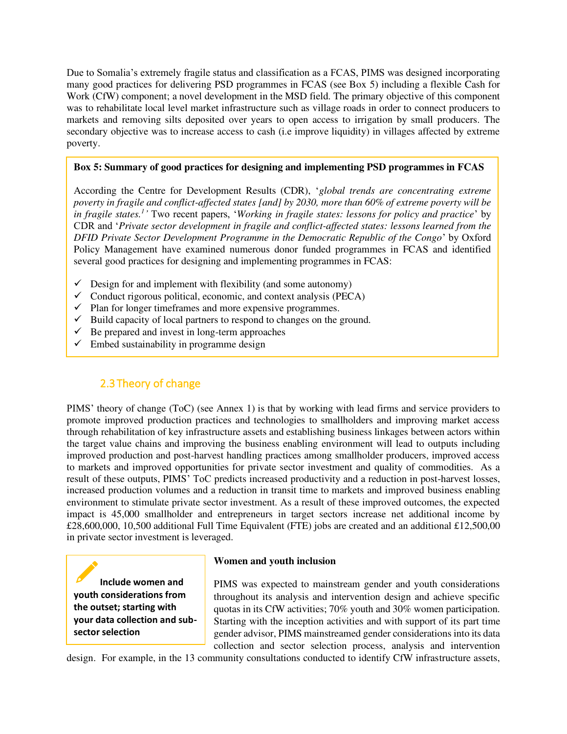Due to Somalia's extremely fragile status and classification as a FCAS, PIMS was designed incorporating many good practices for delivering PSD programmes in FCAS (see Box 5) including a flexible Cash for Work (CfW) component; a novel development in the MSD field. The primary objective of this component was to rehabilitate local level market infrastructure such as village roads in order to connect producers to markets and removing silts deposited over years to open access to irrigation by small producers. The secondary objective was to increase access to cash (i.e improve liquidity) in villages affected by extreme poverty.

> **Box 5: Summary of good practices for designing and implementing PSD programmes in FCAS**
>
> According the Centre for Development Results (CDR), '*global trends are concentrating extreme poverty in fragile and conflict-affected states [and] by 2030, more than 60% of extreme poverty will be in fragile states.*[1]' Two recent papers, '*Working in fragile states: lessons for policy and practice*' by CDR and '*Private sector development in fragile and conflict-affected states: lessons learned from the DFID Private Sector Development Programme in the Democratic Republic of the Congo*' by Oxford Policy Management have examined numerous donor funded programmes in FCAS and identified several good practices for designing and implementing programmes in FCAS:
>
> - ✓ Design for and implement with flexibility (and some autonomy)
> - ✓ Conduct rigorous political, economic, and context analysis (PECA)
> - ✓ Plan for longer timeframes and more expensive programmes.
> - ✓ Build capacity of local partners to respond to changes on the ground.
> - ✓ Be prepared and invest in long-term approaches
> - ✓ Embed sustainability in programme design

## 2.3 Theory of change

PIMS' theory of change (ToC) (see Annex 1) is that by working with lead firms and service providers to promote improved production practices and technologies to smallholders and improving market access through rehabilitation of key infrastructure assets and establishing business linkages between actors within the target value chains and improving the business enabling environment will lead to outputs including improved production and post-harvest handling practices among smallholder producers, improved access to markets and improved opportunities for private sector investment and quality of commodities. As a result of these outputs, PIMS' ToC predicts increased productivity and a reduction in post-harvest losses, increased production volumes and a reduction in transit time to markets and improved business enabling environment to stimulate private sector investment. As a result of these improved outcomes, the expected impact is 45,000 smallholder and entrepreneurs in target sectors increase net additional income by £28,600,000, 10,500 additional Full Time Equivalent (FTE) jobs are created and an additional £12,500,00 in private sector investment is leveraged.

> **Include women and youth considerations from the outset; starting with your data collection and sub-sector selection**

**Women and youth inclusion**

PIMS was expected to mainstream gender and youth considerations throughout its analysis and intervention design and achieve specific quotas in its CfW activities; 70% youth and 30% women participation. Starting with the inception activities and with support of its part time gender advisor, PIMS mainstreamed gender considerations into its data collection and sector selection process, analysis and intervention design. For example, in the 13 community consultations conducted to identify CfW infrastructure assets,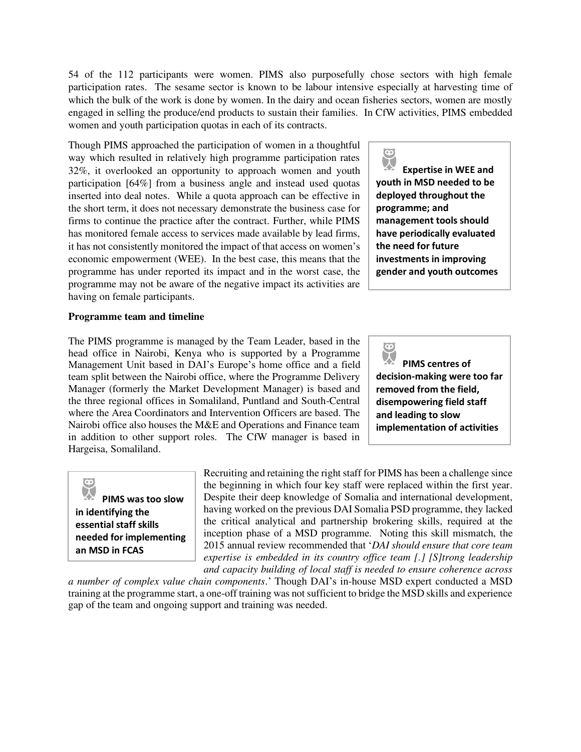54 of the 112 participants were women. PIMS also purposefully chose sectors with high female participation rates. The sesame sector is known to be labour intensive especially at harvesting time of which the bulk of the work is done by women. In the dairy and ocean fisheries sectors, women are mostly engaged in selling the produce/end products to sustain their families. In CfW activities, PIMS embedded women and youth participation quotas in each of its contracts.

Though PIMS approached the participation of women in a thoughtful way which resulted in relatively high programme participation rates 32%, it overlooked an opportunity to approach women and youth participation [64%] from a business angle and instead used quotas inserted into deal notes. While a quota approach can be effective in the short term, it does not necessary demonstrate the business case for firms to continue the practice after the contract. Further, while PIMS has monitored female access to services made available by lead firms, it has not consistently monitored the impact of that access on women's economic empowerment (WEE). In the best case, this means that the programme has under reported its impact and in the worst case, the programme may not be aware of the negative impact its activities are having on female participants.

> **Expertise in WEE and youth in MSD needed to be deployed throughout the programme; and management tools should have periodically evaluated the need for future investments in improving gender and youth outcomes**

**Programme team and timeline**

The PIMS programme is managed by the Team Leader, based in the head office in Nairobi, Kenya who is supported by a Programme Management Unit based in DAI's Europe's home office and a field team split between the Nairobi office, where the Programme Delivery Manager (formerly the Market Development Manager) is based and the three regional offices in Somaliland, Puntland and South-Central where the Area Coordinators and Intervention Officers are based. The Nairobi office also houses the M&E and Operations and Finance team in addition to other support roles. The CfW manager is based in Hargeisa, Somaliland.

> **PIMS centres of decision-making were too far removed from the field, disempowering field staff and leading to slow implementation of activities**

> **PIMS was too slow in identifying the essential staff skills needed for implementing an MSD in FCAS**

Recruiting and retaining the right staff for PIMS has been a challenge since the beginning in which four key staff were replaced within the first year. Despite their deep knowledge of Somalia and international development, having worked on the previous DAI Somalia PSD programme, they lacked the critical analytical and partnership brokering skills, required at the inception phase of a MSD programme. Noting this skill mismatch, the 2015 annual review recommended that '*DAI should ensure that core team expertise is embedded in its country office team [.] [S]trong leadership and capacity building of local staff is needed to ensure coherence across a number of complex value chain components*.' Though DAI's in-house MSD expert conducted a MSD training at the programme start, a one-off training was not sufficient to bridge the MSD skills and experience gap of the team and ongoing support and training was needed.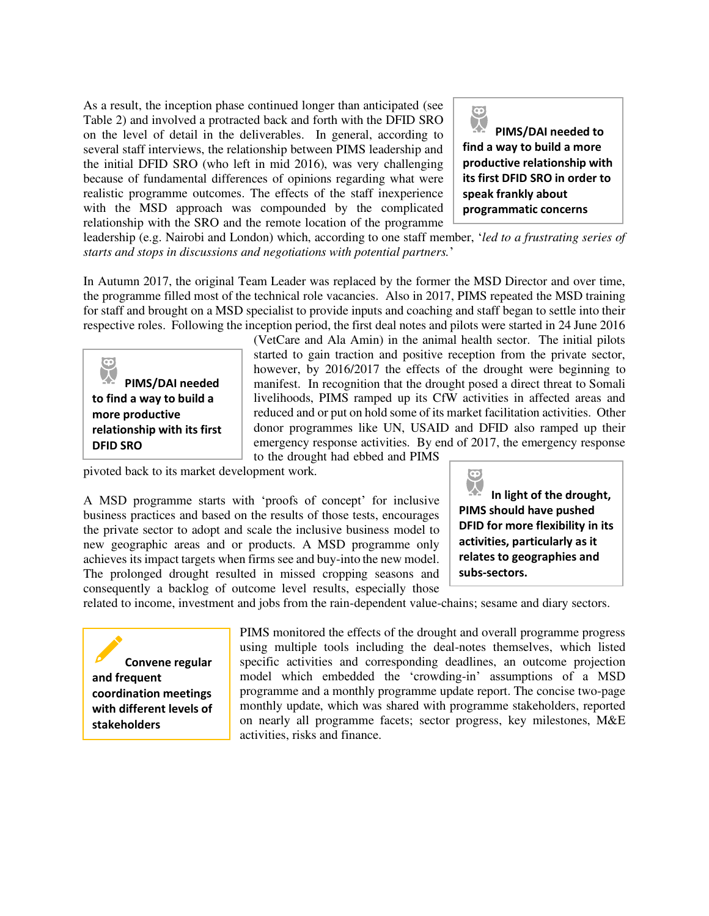As a result, the inception phase continued longer than anticipated (see Table 2) and involved a protracted back and forth with the DFID SRO on the level of detail in the deliverables. In general, according to several staff interviews, the relationship between PIMS leadership and the initial DFID SRO (who left in mid 2016), was very challenging because of fundamental differences of opinions regarding what were realistic programme outcomes. The effects of the staff inexperience with the MSD approach was compounded by the complicated relationship with the SRO and the remote location of the programme leadership (e.g. Nairobi and London) which, according to one staff member, '*led to a frustrating series of starts and stops in discussions and negotiations with potential partners.*'

> **PIMS/DAI needed to find a way to build a more productive relationship with its first DFID SRO in order to speak frankly about programmatic concerns**

In Autumn 2017, the original Team Leader was replaced by the former the MSD Director and over time, the programme filled most of the technical role vacancies. Also in 2017, PIMS repeated the MSD training for staff and brought on a MSD specialist to provide inputs and coaching and staff began to settle into their respective roles. Following the inception period, the first deal notes and pilots were started in 24 June 2016 (VetCare and Ala Amin) in the animal health sector. The initial pilots started to gain traction and positive reception from the private sector, however, by 2016/2017 the effects of the drought were beginning to manifest. In recognition that the drought posed a direct threat to Somali livelihoods, PIMS ramped up its CfW activities in affected areas and reduced and or put on hold some of its market facilitation activities. Other donor programmes like UN, USAID and DFID also ramped up their emergency response activities. By end of 2017, the emergency response to the drought had ebbed and PIMS pivoted back to its market development work.

> **PIMS/DAI needed to find a way to build a more productive relationship with its first DFID SRO**

A MSD programme starts with 'proofs of concept' for inclusive business practices and based on the results of those tests, encourages the private sector to adopt and scale the inclusive business model to new geographic areas and or products. A MSD programme only achieves its impact targets when firms see and buy-into the new model. The prolonged drought resulted in missed cropping seasons and consequently a backlog of outcome level results, especially those related to income, investment and jobs from the rain-dependent value-chains; sesame and diary sectors.

> **In light of the drought, PIMS should have pushed DFID for more flexibility in its activities, particularly as it relates to geographies and subs-sectors.**

> **Convene regular and frequent coordination meetings with different levels of stakeholders**

PIMS monitored the effects of the drought and overall programme progress using multiple tools including the deal-notes themselves, which listed specific activities and corresponding deadlines, an outcome projection model which embedded the 'crowding-in' assumptions of a MSD programme and a monthly programme update report. The concise two-page monthly update, which was shared with programme stakeholders, reported on nearly all programme facets; sector progress, key milestones, M&E activities, risks and finance.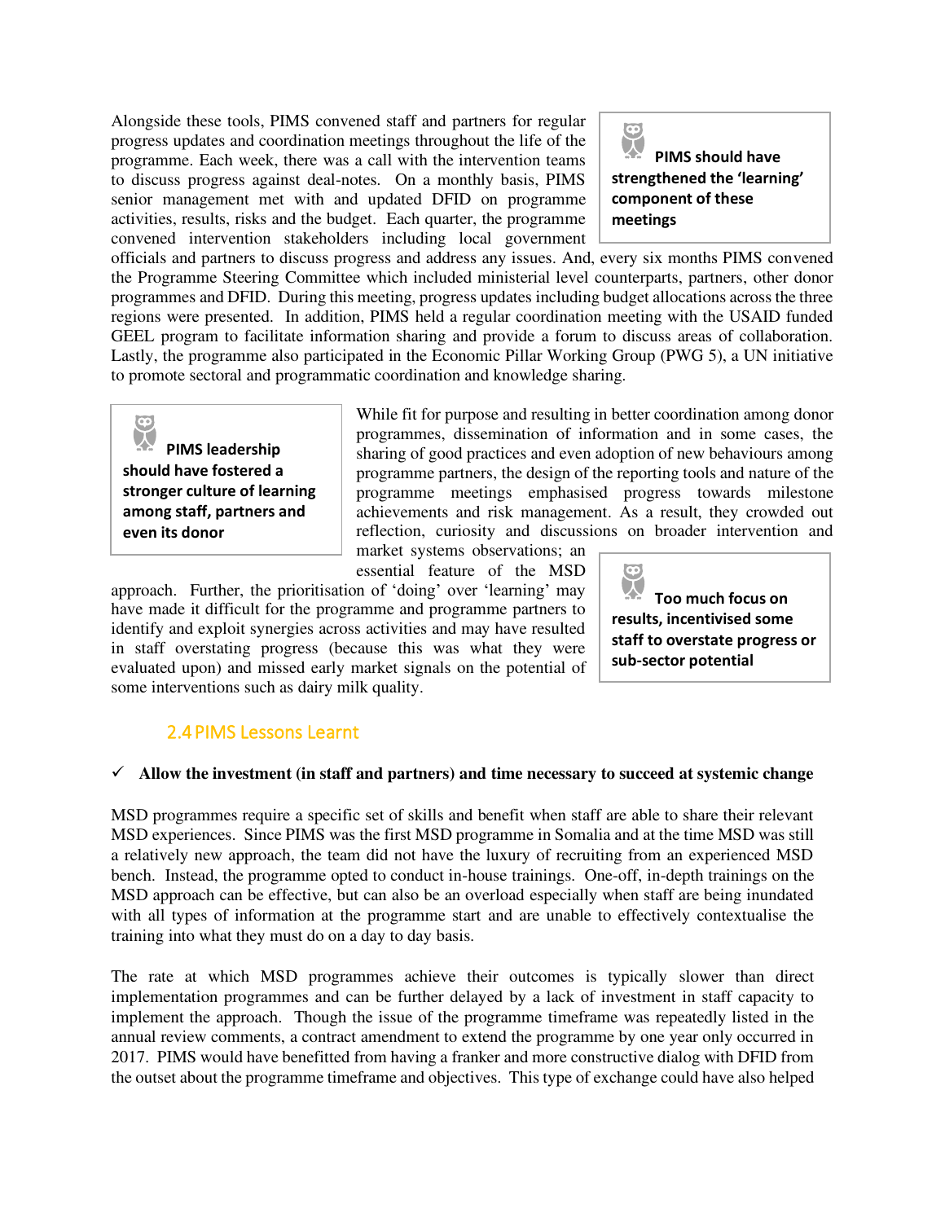Alongside these tools, PIMS convened staff and partners for regular progress updates and coordination meetings throughout the life of the programme. Each week, there was a call with the intervention teams to discuss progress against deal-notes. On a monthly basis, PIMS senior management met with and updated DFID on programme activities, results, risks and the budget. Each quarter, the programme convened intervention stakeholders including local government officials and partners to discuss progress and address any issues. And, every six months PIMS convened the Programme Steering Committee which included ministerial level counterparts, partners, other donor programmes and DFID. During this meeting, progress updates including budget allocations across the three regions were presented. In addition, PIMS held a regular coordination meeting with the USAID funded GEEL program to facilitate information sharing and provide a forum to discuss areas of collaboration. Lastly, the programme also participated in the Economic Pillar Working Group (PWG 5), a UN initiative to promote sectoral and programmatic coordination and knowledge sharing.

> **PIMS should have strengthened the 'learning' component of these meetings**

While fit for purpose and resulting in better coordination among donor programmes, dissemination of information and in some cases, the sharing of good practices and even adoption of new behaviours among programme partners, the design of the reporting tools and nature of the programme meetings emphasised progress towards milestone achievements and risk management. As a result, they crowded out reflection, curiosity and discussions on broader intervention and market systems observations; an essential feature of the MSD approach. Further, the prioritisation of 'doing' over 'learning' may have made it difficult for the programme and programme partners to identify and exploit synergies across activities and may have resulted in staff overstating progress (because this was what they were evaluated upon) and missed early market signals on the potential of some interventions such as dairy milk quality.

> **PIMS leadership should have fostered a stronger culture of learning among staff, partners and even its donor**

> **Too much focus on results, incentivised some staff to overstate progress or sub-sector potential**

## 2.4 PIMS Lessons Learnt

✓ **Allow the investment (in staff and partners) and time necessary to succeed at systemic change**

MSD programmes require a specific set of skills and benefit when staff are able to share their relevant MSD experiences. Since PIMS was the first MSD programme in Somalia and at the time MSD was still a relatively new approach, the team did not have the luxury of recruiting from an experienced MSD bench. Instead, the programme opted to conduct in-house trainings. One-off, in-depth trainings on the MSD approach can be effective, but can also be an overload especially when staff are being inundated with all types of information at the programme start and are unable to effectively contextualise the training into what they must do on a day to day basis.

The rate at which MSD programmes achieve their outcomes is typically slower than direct implementation programmes and can be further delayed by a lack of investment in staff capacity to implement the approach. Though the issue of the programme timeframe was repeatedly listed in the annual review comments, a contract amendment to extend the programme by one year only occurred in 2017. PIMS would have benefitted from having a franker and more constructive dialog with DFID from the outset about the programme timeframe and objectives. This type of exchange could have also helped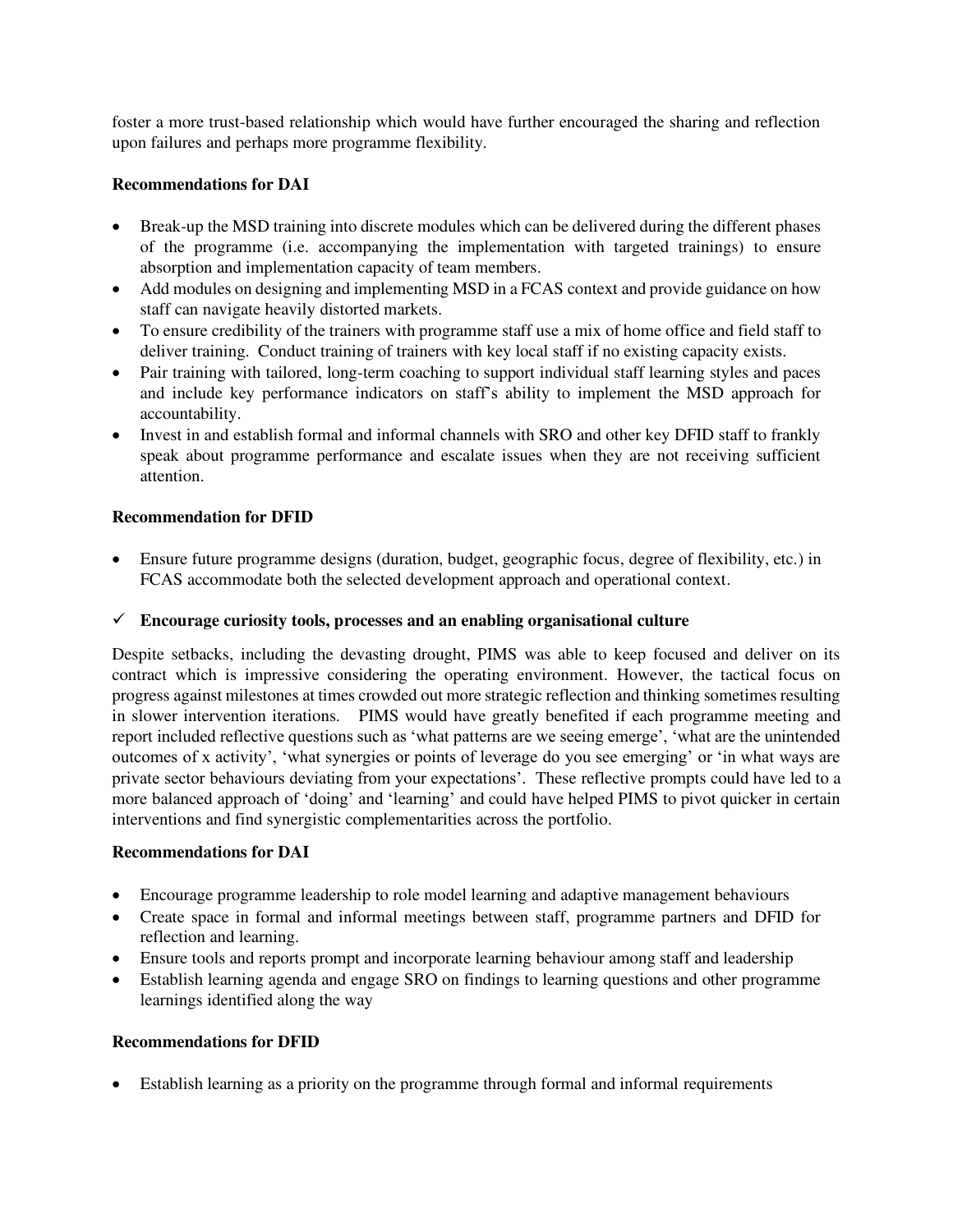foster a more trust-based relationship which would have further encouraged the sharing and reflection upon failures and perhaps more programme flexibility.

**Recommendations for DAI**

- Break-up the MSD training into discrete modules which can be delivered during the different phases of the programme (i.e. accompanying the implementation with targeted trainings) to ensure absorption and implementation capacity of team members.
- Add modules on designing and implementing MSD in a FCAS context and provide guidance on how staff can navigate heavily distorted markets.
- To ensure credibility of the trainers with programme staff use a mix of home office and field staff to deliver training. Conduct training of trainers with key local staff if no existing capacity exists.
- Pair training with tailored, long-term coaching to support individual staff learning styles and paces and include key performance indicators on staff's ability to implement the MSD approach for accountability.
- Invest in and establish formal and informal channels with SRO and other key DFID staff to frankly speak about programme performance and escalate issues when they are not receiving sufficient attention.

**Recommendation for DFID**

- Ensure future programme designs (duration, budget, geographic focus, degree of flexibility, etc.) in FCAS accommodate both the selected development approach and operational context.

✓ **Encourage curiosity tools, processes and an enabling organisational culture**

Despite setbacks, including the devasting drought, PIMS was able to keep focused and deliver on its contract which is impressive considering the operating environment. However, the tactical focus on progress against milestones at times crowded out more strategic reflection and thinking sometimes resulting in slower intervention iterations. PIMS would have greatly benefited if each programme meeting and report included reflective questions such as 'what patterns are we seeing emerge', 'what are the unintended outcomes of x activity', 'what synergies or points of leverage do you see emerging' or 'in what ways are private sector behaviours deviating from your expectations'. These reflective prompts could have led to a more balanced approach of 'doing' and 'learning' and could have helped PIMS to pivot quicker in certain interventions and find synergistic complementarities across the portfolio.

**Recommendations for DAI**

- Encourage programme leadership to role model learning and adaptive management behaviours
- Create space in formal and informal meetings between staff, programme partners and DFID for reflection and learning.
- Ensure tools and reports prompt and incorporate learning behaviour among staff and leadership
- Establish learning agenda and engage SRO on findings to learning questions and other programme learnings identified along the way

**Recommendations for DFID**

- Establish learning as a priority on the programme through formal and informal requirements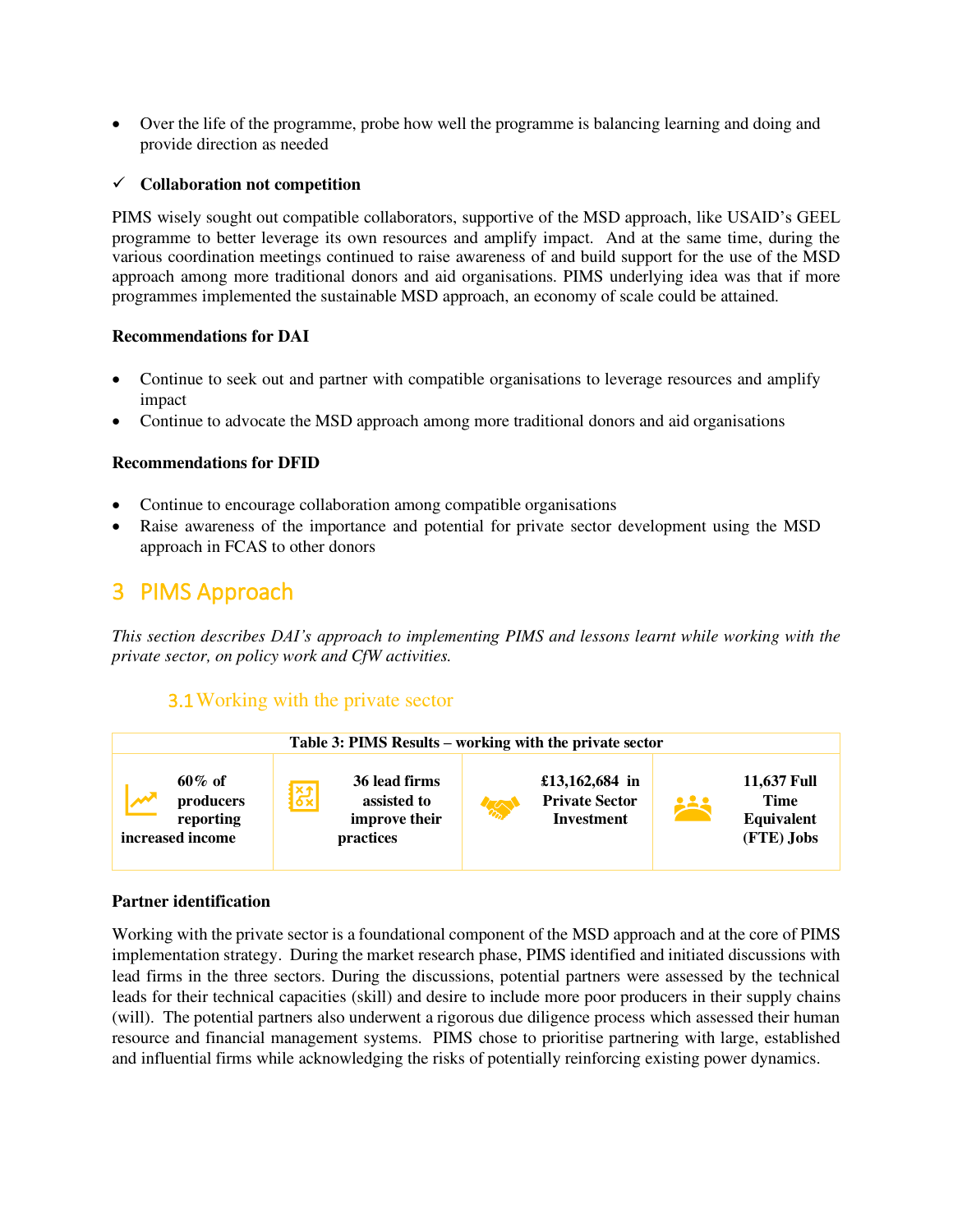- Over the life of the programme, probe how well the programme is balancing learning and doing and provide direction as needed

✓ **Collaboration not competition**

PIMS wisely sought out compatible collaborators, supportive of the MSD approach, like USAID's GEEL programme to better leverage its own resources and amplify impact. And at the same time, during the various coordination meetings continued to raise awareness of and build support for the use of the MSD approach among more traditional donors and aid organisations. PIMS underlying idea was that if more programmes implemented the sustainable MSD approach, an economy of scale could be attained.

**Recommendations for DAI**

- Continue to seek out and partner with compatible organisations to leverage resources and amplify impact
- Continue to advocate the MSD approach among more traditional donors and aid organisations

**Recommendations for DFID**

- Continue to encourage collaboration among compatible organisations
- Raise awareness of the importance and potential for private sector development using the MSD approach in FCAS to other donors

# 3 PIMS Approach

*This section describes DAI's approach to implementing PIMS and lessons learnt while working with the private sector, on policy work and CfW activities.*

## 3.1 Working with the private sector

**Table 3: PIMS Results – working with the private sector**

| | | | |
|---|---|---|---|
| **60% of producers reporting increased income** | **36 lead firms assisted to improve their practices** | **£13,162,684 in Private Sector Investment** | **11,637 Full Time Equivalent (FTE) Jobs** |

**Partner identification**

Working with the private sector is a foundational component of the MSD approach and at the core of PIMS implementation strategy. During the market research phase, PIMS identified and initiated discussions with lead firms in the three sectors. During the discussions, potential partners were assessed by the technical leads for their technical capacities (skill) and desire to include more poor producers in their supply chains (will). The potential partners also underwent a rigorous due diligence process which assessed their human resource and financial management systems. PIMS chose to prioritise partnering with large, established and influential firms while acknowledging the risks of potentially reinforcing existing power dynamics.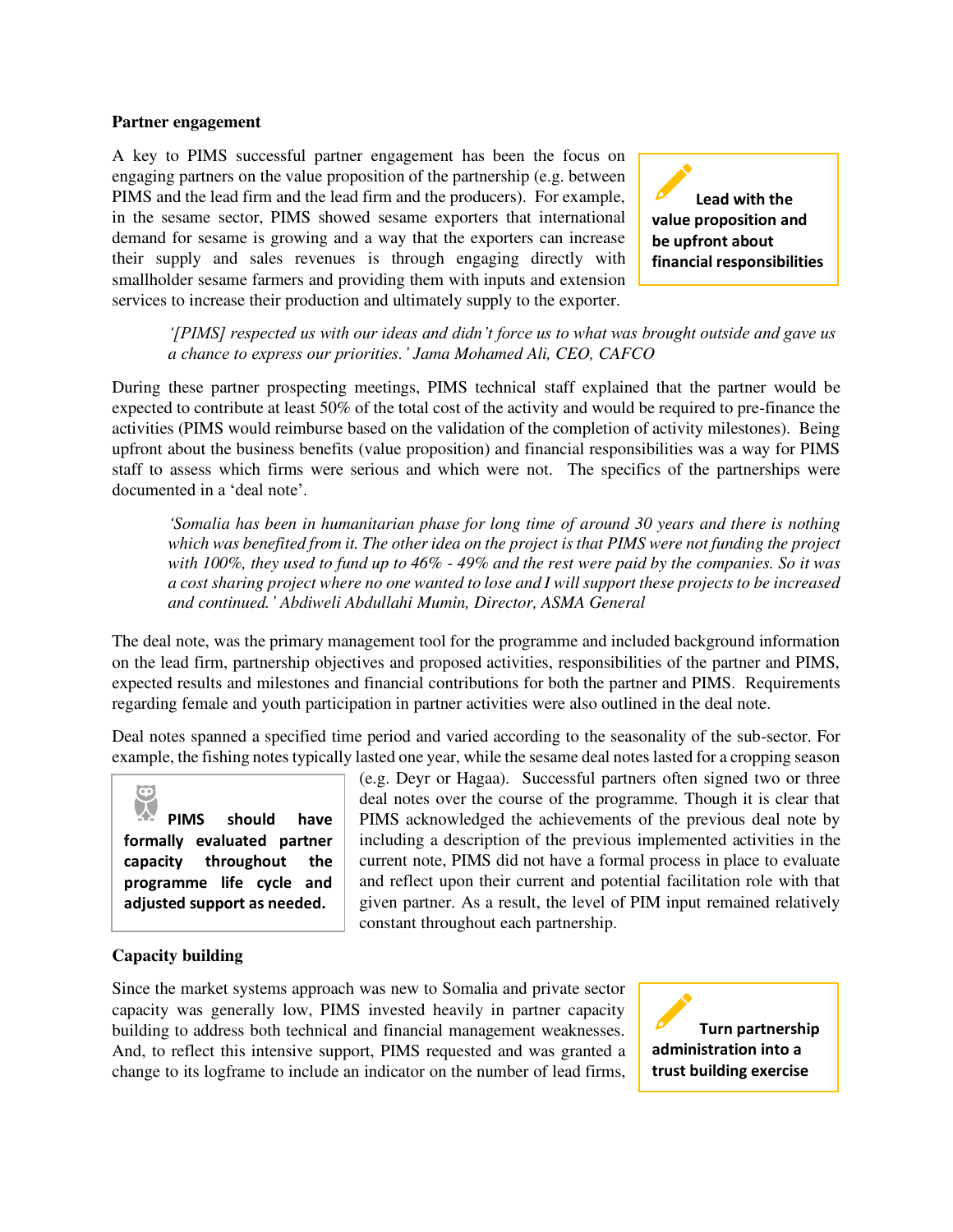**Partner engagement**

A key to PIMS successful partner engagement has been the focus on engaging partners on the value proposition of the partnership (e.g. between PIMS and the lead firm and the lead firm and the producers). For example, in the sesame sector, PIMS showed sesame exporters that international demand for sesame is growing and a way that the exporters can increase their supply and sales revenues is through engaging directly with smallholder sesame farmers and providing them with inputs and extension services to increase their production and ultimately supply to the exporter.

> **Lead with the value proposition and be upfront about financial responsibilities**

> *'[PIMS] respected us with our ideas and didn't force us to what was brought outside and gave us a chance to express our priorities.' Jama Mohamed Ali, CEO, CAFCO*

During these partner prospecting meetings, PIMS technical staff explained that the partner would be expected to contribute at least 50% of the total cost of the activity and would be required to pre-finance the activities (PIMS would reimburse based on the validation of the completion of activity milestones). Being upfront about the business benefits (value proposition) and financial responsibilities was a way for PIMS staff to assess which firms were serious and which were not. The specifics of the partnerships were documented in a 'deal note'.

> *'Somalia has been in humanitarian phase for long time of around 30 years and there is nothing which was benefited from it. The other idea on the project is that PIMS were not funding the project with 100%, they used to fund up to 46% - 49% and the rest were paid by the companies. So it was a cost sharing project where no one wanted to lose and I will support these projects to be increased and continued.' Abdiweli Abdullahi Mumin, Director, ASMA General*

The deal note, was the primary management tool for the programme and included background information on the lead firm, partnership objectives and proposed activities, responsibilities of the partner and PIMS, expected results and milestones and financial contributions for both the partner and PIMS. Requirements regarding female and youth participation in partner activities were also outlined in the deal note.

Deal notes spanned a specified time period and varied according to the seasonality of the sub-sector. For example, the fishing notes typically lasted one year, while the sesame deal notes lasted for a cropping season (e.g. Deyr or Hagaa). Successful partners often signed two or three deal notes over the course of the programme. Though it is clear that PIMS acknowledged the achievements of the previous deal note by including a description of the previous implemented activities in the current note, PIMS did not have a formal process in place to evaluate and reflect upon their current and potential facilitation role with that given partner. As a result, the level of PIM input remained relatively constant throughout each partnership.

> **PIMS should have formally evaluated partner capacity throughout the programme life cycle and adjusted support as needed.**

**Capacity building**

Since the market systems approach was new to Somalia and private sector capacity was generally low, PIMS invested heavily in partner capacity building to address both technical and financial management weaknesses. And, to reflect this intensive support, PIMS requested and was granted a change to its logframe to include an indicator on the number of lead firms,

> **Turn partnership administration into a trust building exercise**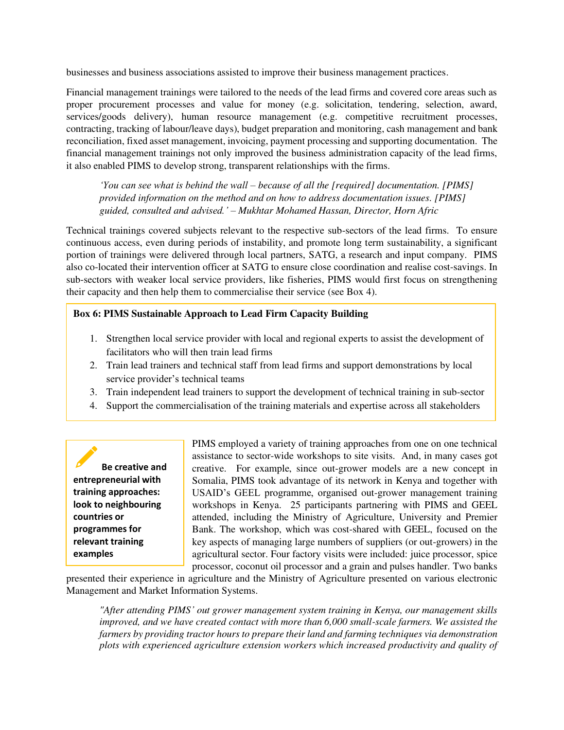businesses and business associations assisted to improve their business management practices.

Financial management trainings were tailored to the needs of the lead firms and covered core areas such as proper procurement processes and value for money (e.g. solicitation, tendering, selection, award, services/goods delivery), human resource management (e.g. competitive recruitment processes, contracting, tracking of labour/leave days), budget preparation and monitoring, cash management and bank reconciliation, fixed asset management, invoicing, payment processing and supporting documentation. The financial management trainings not only improved the business administration capacity of the lead firms, it also enabled PIMS to develop strong, transparent relationships with the firms.

> *'You can see what is behind the wall – because of all the [required] documentation. [PIMS] provided information on the method and on how to address documentation issues. [PIMS] guided, consulted and advised.' – Mukhtar Mohamed Hassan, Director, Horn Afric*

Technical trainings covered subjects relevant to the respective sub-sectors of the lead firms. To ensure continuous access, even during periods of instability, and promote long term sustainability, a significant portion of trainings were delivered through local partners, SATG, a research and input company. PIMS also co-located their intervention officer at SATG to ensure close coordination and realise cost-savings. In sub-sectors with weaker local service providers, like fisheries, PIMS would first focus on strengthening their capacity and then help them to commercialise their service (see Box 4).

**Box 6: PIMS Sustainable Approach to Lead Firm Capacity Building**

1. Strengthen local service provider with local and regional experts to assist the development of facilitators who will then train lead firms
2. Train lead trainers and technical staff from lead firms and support demonstrations by local service provider's technical teams
3. Train independent lead trainers to support the development of technical training in sub-sector
4. Support the commercialisation of the training materials and expertise across all stakeholders

**Be creative and entrepreneurial with training approaches: look to neighbouring countries or programmes for relevant training examples**

PIMS employed a variety of training approaches from one on one technical assistance to sector-wide workshops to site visits. And, in many cases got creative. For example, since out-grower models are a new concept in Somalia, PIMS took advantage of its network in Kenya and together with USAID's GEEL programme, organised out-grower management training workshops in Kenya. 25 participants partnering with PIMS and GEEL attended, including the Ministry of Agriculture, University and Premier Bank. The workshop, which was cost-shared with GEEL, focused on the key aspects of managing large numbers of suppliers (or out-growers) in the agricultural sector. Four factory visits were included: juice processor, spice processor, coconut oil processor and a grain and pulses handler. Two banks presented their experience in agriculture and the Ministry of Agriculture presented on various electronic Management and Market Information Systems.

> *"After attending PIMS' out grower management system training in Kenya, our management skills improved, and we have created contact with more than 6,000 small-scale farmers. We assisted the farmers by providing tractor hours to prepare their land and farming techniques via demonstration plots with experienced agriculture extension workers which increased productivity and quality of*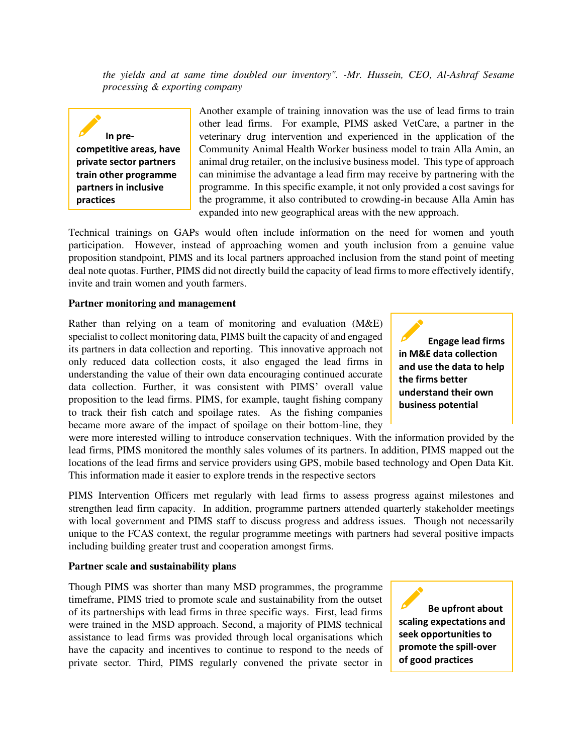*the yields and at same time doubled our inventory". -Mr. Hussein, CEO, Al-Ashraf Sesame processing & exporting company*

> **In pre-competitive areas, have private sector partners train other programme partners in inclusive practices**

Another example of training innovation was the use of lead firms to train other lead firms. For example, PIMS asked VetCare, a partner in the veterinary drug intervention and experienced in the application of the Community Animal Health Worker business model to train Alla Amin, an animal drug retailer, on the inclusive business model. This type of approach can minimise the advantage a lead firm may receive by partnering with the programme. In this specific example, it not only provided a cost savings for the programme, it also contributed to crowding-in because Alla Amin has expanded into new geographical areas with the new approach.

Technical trainings on GAPs would often include information on the need for women and youth participation. However, instead of approaching women and youth inclusion from a genuine value proposition standpoint, PIMS and its local partners approached inclusion from the stand point of meeting deal note quotas. Further, PIMS did not directly build the capacity of lead firms to more effectively identify, invite and train women and youth farmers.

**Partner monitoring and management**

> **Engage lead firms in M&E data collection and use the data to help the firms better understand their own business potential**

Rather than relying on a team of monitoring and evaluation (M&E) specialist to collect monitoring data, PIMS built the capacity of and engaged its partners in data collection and reporting. This innovative approach not only reduced data collection costs, it also engaged the lead firms in understanding the value of their own data encouraging continued accurate data collection. Further, it was consistent with PIMS' overall value proposition to the lead firms. PIMS, for example, taught fishing company to track their fish catch and spoilage rates. As the fishing companies became more aware of the impact of spoilage on their bottom-line, they were more interested willing to introduce conservation techniques. With the information provided by the lead firms, PIMS monitored the monthly sales volumes of its partners. In addition, PIMS mapped out the locations of the lead firms and service providers using GPS, mobile based technology and Open Data Kit. This information made it easier to explore trends in the respective sectors

PIMS Intervention Officers met regularly with lead firms to assess progress against milestones and strengthen lead firm capacity. In addition, programme partners attended quarterly stakeholder meetings with local government and PIMS staff to discuss progress and address issues. Though not necessarily unique to the FCAS context, the regular programme meetings with partners had several positive impacts including building greater trust and cooperation amongst firms.

**Partner scale and sustainability plans**

> **Be upfront about scaling expectations and seek opportunities to promote the spill-over of good practices**

Though PIMS was shorter than many MSD programmes, the programme timeframe, PIMS tried to promote scale and sustainability from the outset of its partnerships with lead firms in three specific ways. First, lead firms were trained in the MSD approach. Second, a majority of PIMS technical assistance to lead firms was provided through local organisations which have the capacity and incentives to continue to respond to the needs of private sector. Third, PIMS regularly convened the private sector in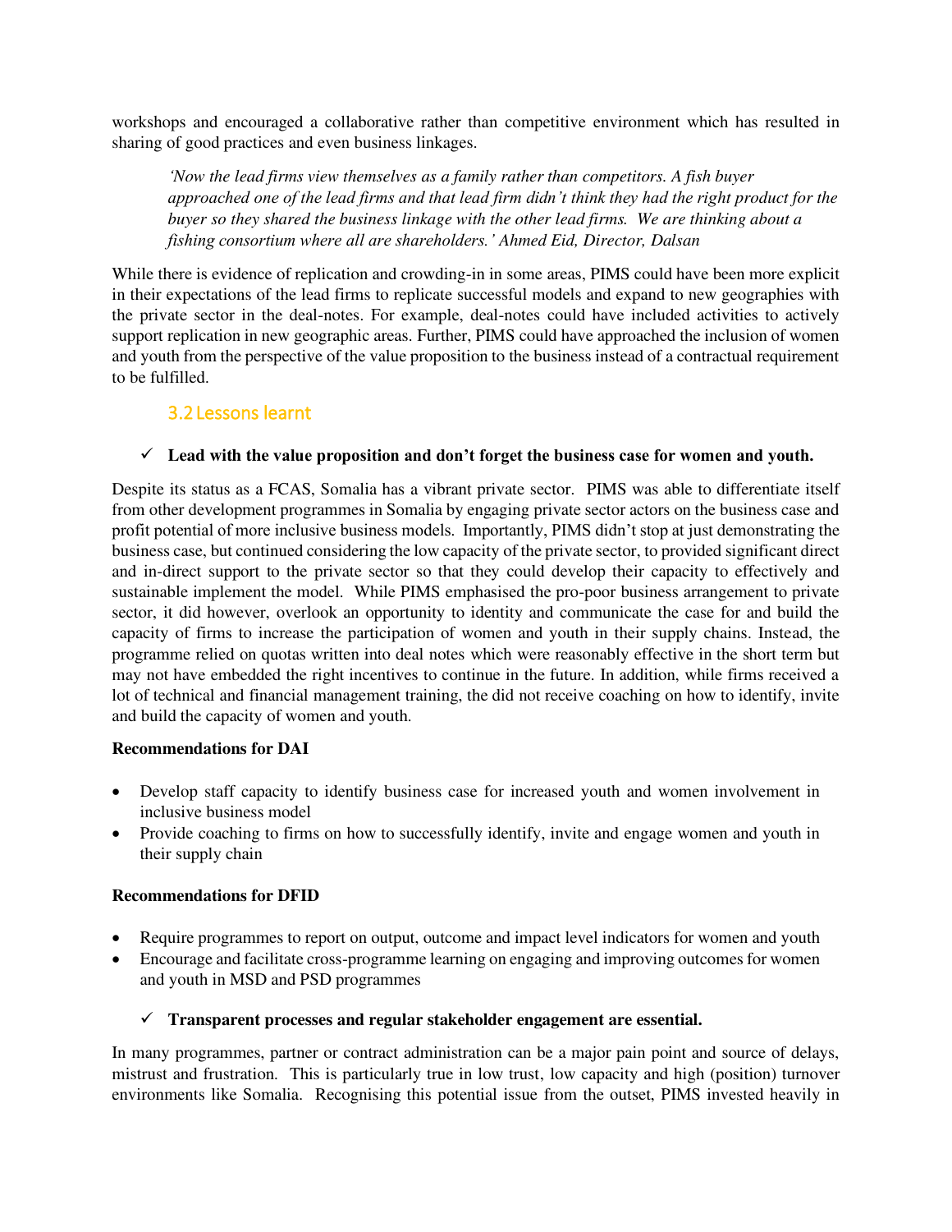workshops and encouraged a collaborative rather than competitive environment which has resulted in sharing of good practices and even business linkages.

> *'Now the lead firms view themselves as a family rather than competitors. A fish buyer approached one of the lead firms and that lead firm didn't think they had the right product for the buyer so they shared the business linkage with the other lead firms. We are thinking about a fishing consortium where all are shareholders.' Ahmed Eid, Director, Dalsan*

While there is evidence of replication and crowding-in in some areas, PIMS could have been more explicit in their expectations of the lead firms to replicate successful models and expand to new geographies with the private sector in the deal-notes. For example, deal-notes could have included activities to actively support replication in new geographic areas. Further, PIMS could have approached the inclusion of women and youth from the perspective of the value proposition to the business instead of a contractual requirement to be fulfilled.

## 3.2 Lessons learnt

✓ **Lead with the value proposition and don't forget the business case for women and youth.**

Despite its status as a FCAS, Somalia has a vibrant private sector. PIMS was able to differentiate itself from other development programmes in Somalia by engaging private sector actors on the business case and profit potential of more inclusive business models. Importantly, PIMS didn't stop at just demonstrating the business case, but continued considering the low capacity of the private sector, to provided significant direct and in-direct support to the private sector so that they could develop their capacity to effectively and sustainable implement the model. While PIMS emphasised the pro-poor business arrangement to private sector, it did however, overlook an opportunity to identity and communicate the case for and build the capacity of firms to increase the participation of women and youth in their supply chains. Instead, the programme relied on quotas written into deal notes which were reasonably effective in the short term but may not have embedded the right incentives to continue in the future. In addition, while firms received a lot of technical and financial management training, the did not receive coaching on how to identify, invite and build the capacity of women and youth.

**Recommendations for DAI**

- Develop staff capacity to identify business case for increased youth and women involvement in inclusive business model
- Provide coaching to firms on how to successfully identify, invite and engage women and youth in their supply chain

**Recommendations for DFID**

- Require programmes to report on output, outcome and impact level indicators for women and youth
- Encourage and facilitate cross-programme learning on engaging and improving outcomes for women and youth in MSD and PSD programmes

✓ **Transparent processes and regular stakeholder engagement are essential.**

In many programmes, partner or contract administration can be a major pain point and source of delays, mistrust and frustration. This is particularly true in low trust, low capacity and high (position) turnover environments like Somalia. Recognising this potential issue from the outset, PIMS invested heavily in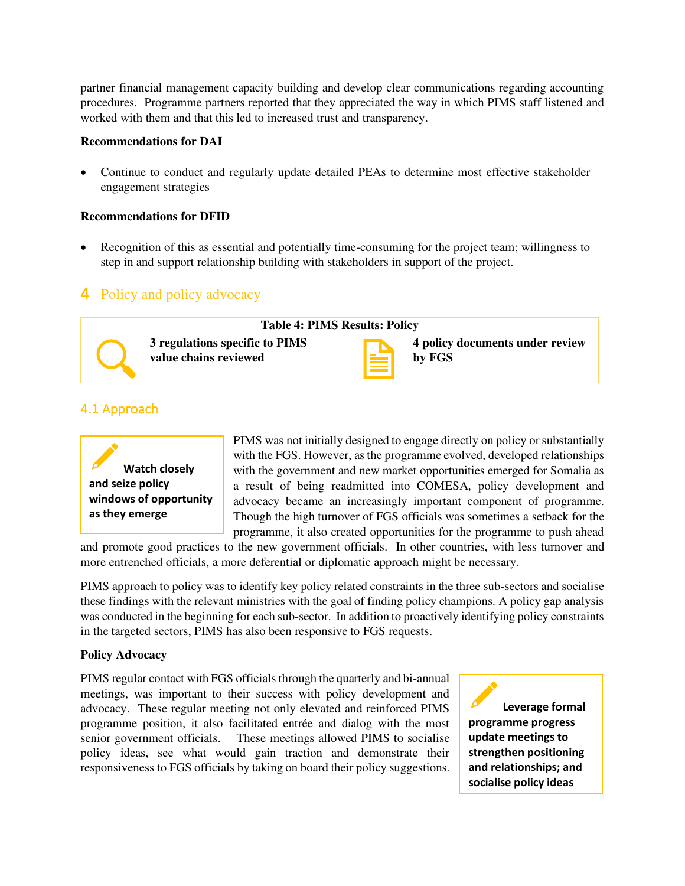partner financial management capacity building and develop clear communications regarding accounting procedures. Programme partners reported that they appreciated the way in which PIMS staff listened and worked with them and that this led to increased trust and transparency.

**Recommendations for DAI**

- Continue to conduct and regularly update detailed PEAs to determine most effective stakeholder engagement strategies

**Recommendations for DFID**

- Recognition of this as essential and potentially time-consuming for the project team; willingness to step in and support relationship building with stakeholders in support of the project.

# 4 Policy and policy advocacy

| Table 4: PIMS Results: Policy | |
|---|---|
| **3 regulations specific to PIMS value chains reviewed** | **4 policy documents under review by FGS** |

## 4.1 Approach

> **Watch closely and seize policy windows of opportunity as they emerge**

PIMS was not initially designed to engage directly on policy or substantially with the FGS. However, as the programme evolved, developed relationships with the government and new market opportunities emerged for Somalia as a result of being readmitted into COMESA, policy development and advocacy became an increasingly important component of programme. Though the high turnover of FGS officials was sometimes a setback for the programme, it also created opportunities for the programme to push ahead and promote good practices to the new government officials. In other countries, with less turnover and more entrenched officials, a more deferential or diplomatic approach might be necessary.

PIMS approach to policy was to identify key policy related constraints in the three sub-sectors and socialise these findings with the relevant ministries with the goal of finding policy champions. A policy gap analysis was conducted in the beginning for each sub-sector. In addition to proactively identifying policy constraints in the targeted sectors, PIMS has also been responsive to FGS requests.

**Policy Advocacy**

PIMS regular contact with FGS officials through the quarterly and bi-annual meetings, was important to their success with policy development and advocacy. These regular meeting not only elevated and reinforced PIMS programme position, it also facilitated entrée and dialog with the most senior government officials. These meetings allowed PIMS to socialise policy ideas, see what would gain traction and demonstrate their responsiveness to FGS officials by taking on board their policy suggestions.

> **Leverage formal programme progress update meetings to strengthen positioning and relationships; and socialise policy ideas**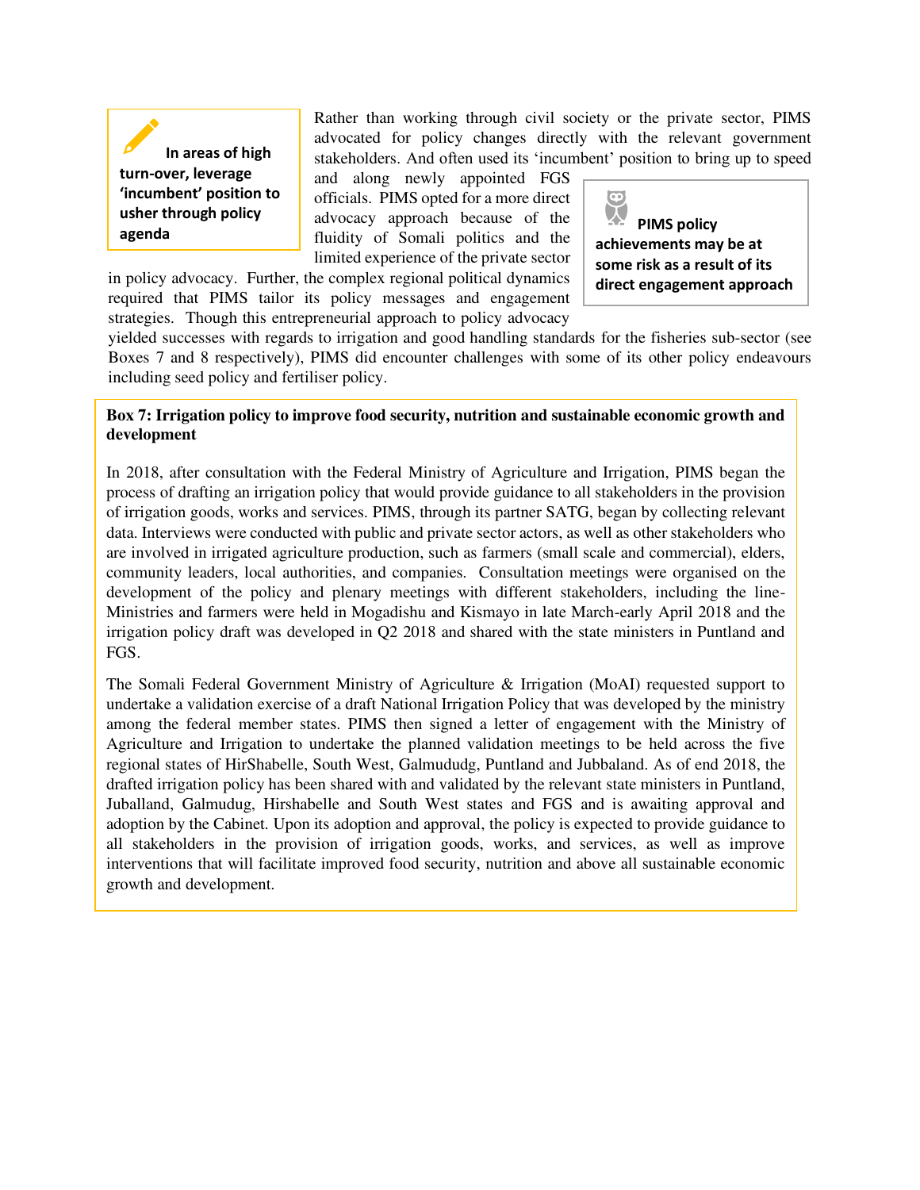> **In areas of high turn-over, leverage 'incumbent' position to usher through policy agenda**

Rather than working through civil society or the private sector, PIMS advocated for policy changes directly with the relevant government stakeholders. And often used its 'incumbent' position to bring up to speed and along newly appointed FGS officials. PIMS opted for a more direct advocacy approach because of the fluidity of Somali politics and the limited experience of the private sector in policy advocacy. Further, the complex regional political dynamics required that PIMS tailor its policy messages and engagement strategies. Though this entrepreneurial approach to policy advocacy yielded successes with regards to irrigation and good handling standards for the fisheries sub-sector (see Boxes 7 and 8 respectively), PIMS did encounter challenges with some of its other policy endeavours including seed policy and fertiliser policy.

> **PIMS policy achievements may be at some risk as a result of its direct engagement approach**

**Box 7: Irrigation policy to improve food security, nutrition and sustainable economic growth and development**

In 2018, after consultation with the Federal Ministry of Agriculture and Irrigation, PIMS began the process of drafting an irrigation policy that would provide guidance to all stakeholders in the provision of irrigation goods, works and services. PIMS, through its partner SATG, began by collecting relevant data. Interviews were conducted with public and private sector actors, as well as other stakeholders who are involved in irrigated agriculture production, such as farmers (small scale and commercial), elders, community leaders, local authorities, and companies. Consultation meetings were organised on the development of the policy and plenary meetings with different stakeholders, including the line-Ministries and farmers were held in Mogadishu and Kismayo in late March-early April 2018 and the irrigation policy draft was developed in Q2 2018 and shared with the state ministers in Puntland and FGS.

The Somali Federal Government Ministry of Agriculture & Irrigation (MoAI) requested support to undertake a validation exercise of a draft National Irrigation Policy that was developed by the ministry among the federal member states. PIMS then signed a letter of engagement with the Ministry of Agriculture and Irrigation to undertake the planned validation meetings to be held across the five regional states of HirShabelle, South West, Galmudug, Puntland and Jubbaland. As of end 2018, the drafted irrigation policy has been shared with and validated by the relevant state ministers in Puntland, Juballand, Galmudug, Hirshabelle and South West states and FGS and is awaiting approval and adoption by the Cabinet. Upon its adoption and approval, the policy is expected to provide guidance to all stakeholders in the provision of irrigation goods, works, and services, as well as improve interventions that will facilitate improved food security, nutrition and above all sustainable economic growth and development.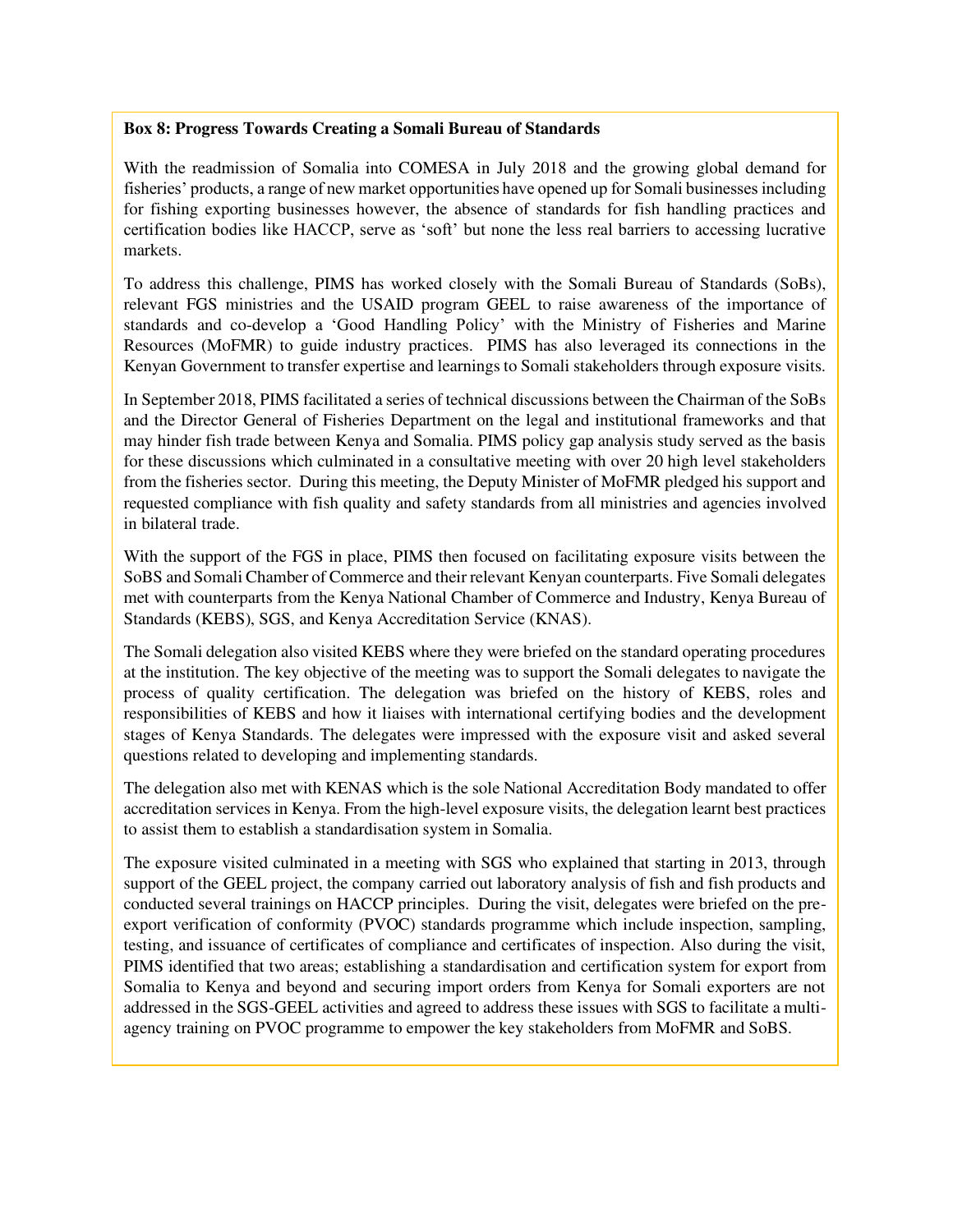**Box 8: Progress Towards Creating a Somali Bureau of Standards**

With the readmission of Somalia into COMESA in July 2018 and the growing global demand for fisheries' products, a range of new market opportunities have opened up for Somali businesses including for fishing exporting businesses however, the absence of standards for fish handling practices and certification bodies like HACCP, serve as 'soft' but none the less real barriers to accessing lucrative markets.

To address this challenge, PIMS has worked closely with the Somali Bureau of Standards (SoBs), relevant FGS ministries and the USAID program GEEL to raise awareness of the importance of standards and co-develop a 'Good Handling Policy' with the Ministry of Fisheries and Marine Resources (MoFMR) to guide industry practices. PIMS has also leveraged its connections in the Kenyan Government to transfer expertise and learnings to Somali stakeholders through exposure visits.

In September 2018, PIMS facilitated a series of technical discussions between the Chairman of the SoBs and the Director General of Fisheries Department on the legal and institutional frameworks and that may hinder fish trade between Kenya and Somalia. PIMS policy gap analysis study served as the basis for these discussions which culminated in a consultative meeting with over 20 high level stakeholders from the fisheries sector. During this meeting, the Deputy Minister of MoFMR pledged his support and requested compliance with fish quality and safety standards from all ministries and agencies involved in bilateral trade.

With the support of the FGS in place, PIMS then focused on facilitating exposure visits between the SoBS and Somali Chamber of Commerce and their relevant Kenyan counterparts. Five Somali delegates met with counterparts from the Kenya National Chamber of Commerce and Industry, Kenya Bureau of Standards (KEBS), SGS, and Kenya Accreditation Service (KNAS).

The Somali delegation also visited KEBS where they were briefed on the standard operating procedures at the institution. The key objective of the meeting was to support the Somali delegates to navigate the process of quality certification. The delegation was briefed on the history of KEBS, roles and responsibilities of KEBS and how it liaises with international certifying bodies and the development stages of Kenya Standards. The delegates were impressed with the exposure visit and asked several questions related to developing and implementing standards.

The delegation also met with KENAS which is the sole National Accreditation Body mandated to offer accreditation services in Kenya. From the high-level exposure visits, the delegation learnt best practices to assist them to establish a standardisation system in Somalia.

The exposure visited culminated in a meeting with SGS who explained that starting in 2013, through support of the GEEL project, the company carried out laboratory analysis of fish and fish products and conducted several trainings on HACCP principles. During the visit, delegates were briefed on the pre-export verification of conformity (PVOC) standards programme which include inspection, sampling, testing, and issuance of certificates of compliance and certificates of inspection. Also during the visit, PIMS identified that two areas; establishing a standardisation and certification system for export from Somalia to Kenya and beyond and securing import orders from Kenya for Somali exporters are not addressed in the SGS-GEEL activities and agreed to address these issues with SGS to facilitate a multi-agency training on PVOC programme to empower the key stakeholders from MoFMR and SoBS.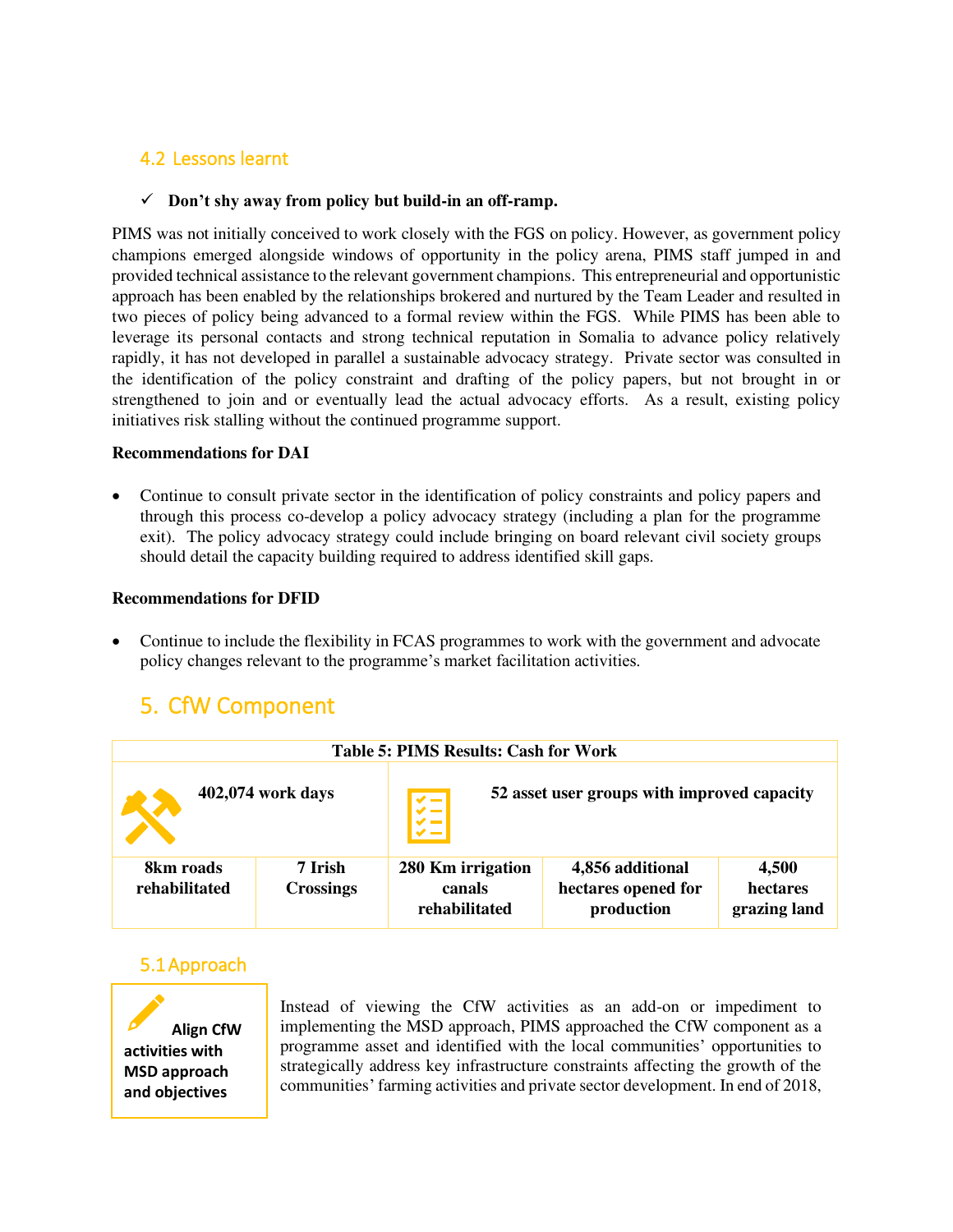### 4.2 Lessons learnt

✓ **Don't shy away from policy but build-in an off-ramp.**

PIMS was not initially conceived to work closely with the FGS on policy. However, as government policy champions emerged alongside windows of opportunity in the policy arena, PIMS staff jumped in and provided technical assistance to the relevant government champions. This entrepreneurial and opportunistic approach has been enabled by the relationships brokered and nurtured by the Team Leader and resulted in two pieces of policy being advanced to a formal review within the FGS. While PIMS has been able to leverage its personal contacts and strong technical reputation in Somalia to advance policy relatively rapidly, it has not developed in parallel a sustainable advocacy strategy. Private sector was consulted in the identification of the policy constraint and drafting of the policy papers, but not brought in or strengthened to join and or eventually lead the actual advocacy efforts. As a result, existing policy initiatives risk stalling without the continued programme support.

**Recommendations for DAI**

- Continue to consult private sector in the identification of policy constraints and policy papers and through this process co-develop a policy advocacy strategy (including a plan for the programme exit). The policy advocacy strategy could include bringing on board relevant civil society groups should detail the capacity building required to address identified skill gaps.

**Recommendations for DFID**

- Continue to include the flexibility in FCAS programmes to work with the government and advocate policy changes relevant to the programme's market facilitation activities.

## 5. CfW Component

**Table 5: PIMS Results: Cash for Work**

| 402,074 work days | | 52 asset user groups with improved capacity | | |
|---|---|---|---|---|
| **8km roads rehabilitated** | **7 Irish Crossings** | **280 Km irrigation canals rehabilitated** | **4,856 additional hectares opened for production** | **4,500 hectares grazing land** |

### 5.1 Approach

**Align CfW activities with MSD approach and objectives**

Instead of viewing the CfW activities as an add-on or impediment to implementing the MSD approach, PIMS approached the CfW component as a programme asset and identified with the local communities' opportunities to strategically address key infrastructure constraints affecting the growth of the communities' farming activities and private sector development. In end of 2018,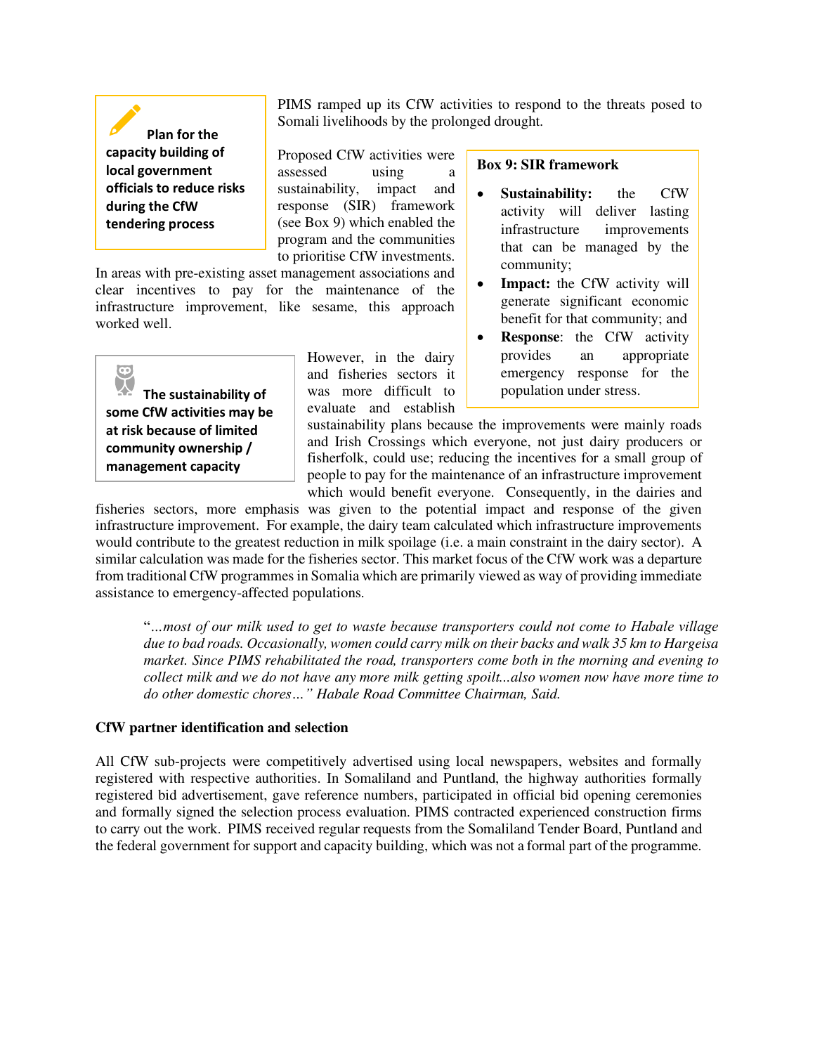> **Plan for the capacity building of local government officials to reduce risks during the CfW tendering process**

PIMS ramped up its CfW activities to respond to the threats posed to Somali livelihoods by the prolonged drought.

Proposed CfW activities were assessed using a sustainability, impact and response (SIR) framework (see Box 9) which enabled the program and the communities to prioritise CfW investments. In areas with pre-existing asset management associations and clear incentives to pay for the maintenance of the infrastructure improvement, like sesame, this approach worked well.

> **Box 9: SIR framework**
>
> - **Sustainability:** the CfW activity will deliver lasting infrastructure improvements that can be managed by the community;
> - **Impact:** the CfW activity will generate significant economic benefit for that community; and
> - **Response**: the CfW activity provides an appropriate emergency response for the population under stress.

> **The sustainability of some CfW activities may be at risk because of limited community ownership / management capacity**

However, in the dairy and fisheries sectors it was more difficult to evaluate and establish sustainability plans because the improvements were mainly roads and Irish Crossings which everyone, not just dairy producers or fisherfolk, could use; reducing the incentives for a small group of people to pay for the maintenance of an infrastructure improvement which would benefit everyone. Consequently, in the dairies and fisheries sectors, more emphasis was given to the potential impact and response of the given infrastructure improvement. For example, the dairy team calculated which infrastructure improvements would contribute to the greatest reduction in milk spoilage (i.e. a main constraint in the dairy sector). A similar calculation was made for the fisheries sector. This market focus of the CfW work was a departure from traditional CfW programmes in Somalia which are primarily viewed as way of providing immediate assistance to emergency-affected populations.

> "*…most of our milk used to get to waste because transporters could not come to Habale village due to bad roads. Occasionally, women could carry milk on their backs and walk 35 km to Hargeisa market. Since PIMS rehabilitated the road, transporters come both in the morning and evening to collect milk and we do not have any more milk getting spoilt...also women now have more time to do other domestic chores…" Habale Road Committee Chairman, Said.*

**CfW partner identification and selection**

All CfW sub-projects were competitively advertised using local newspapers, websites and formally registered with respective authorities. In Somaliland and Puntland, the highway authorities formally registered bid advertisement, gave reference numbers, participated in official bid opening ceremonies and formally signed the selection process evaluation. PIMS contracted experienced construction firms to carry out the work. PIMS received regular requests from the Somaliland Tender Board, Puntland and the federal government for support and capacity building, which was not a formal part of the programme.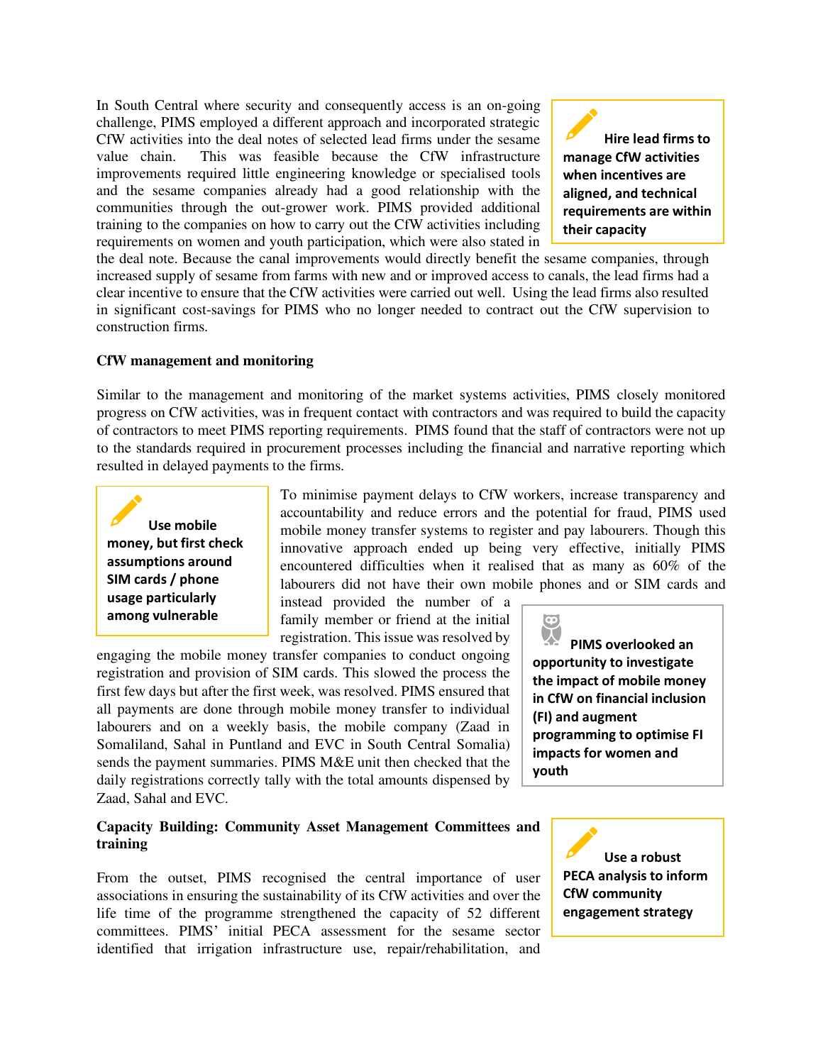In South Central where security and consequently access is an on-going challenge, PIMS employed a different approach and incorporated strategic CfW activities into the deal notes of selected lead firms under the sesame value chain. This was feasible because the CfW infrastructure improvements required little engineering knowledge or specialised tools and the sesame companies already had a good relationship with the communities through the out-grower work. PIMS provided additional training to the companies on how to carry out the CfW activities including requirements on women and youth participation, which were also stated in the deal note. Because the canal improvements would directly benefit the sesame companies, through increased supply of sesame from farms with new and or improved access to canals, the lead firms had a clear incentive to ensure that the CfW activities were carried out well. Using the lead firms also resulted in significant cost-savings for PIMS who no longer needed to contract out the CfW supervision to construction firms.

> **Hire lead firms to manage CfW activities when incentives are aligned, and technical requirements are within their capacity**

**CfW management and monitoring**

Similar to the management and monitoring of the market systems activities, PIMS closely monitored progress on CfW activities, was in frequent contact with contractors and was required to build the capacity of contractors to meet PIMS reporting requirements. PIMS found that the staff of contractors were not up to the standards required in procurement processes including the financial and narrative reporting which resulted in delayed payments to the firms.

> **Use mobile money, but first check assumptions around SIM cards / phone usage particularly among vulnerable**

To minimise payment delays to CfW workers, increase transparency and accountability and reduce errors and the potential for fraud, PIMS used mobile money transfer systems to register and pay labourers. Though this innovative approach ended up being very effective, initially PIMS encountered difficulties when it realised that as many as 60% of the labourers did not have their own mobile phones and or SIM cards and instead provided the number of a family member or friend at the initial registration. This issue was resolved by engaging the mobile money transfer companies to conduct ongoing registration and provision of SIM cards. This slowed the process the first few days but after the first week, was resolved. PIMS ensured that all payments are done through mobile money transfer to individual labourers and on a weekly basis, the mobile company (Zaad in Somaliland, Sahal in Puntland and EVC in South Central Somalia) sends the payment summaries. PIMS M&E unit then checked that the daily registrations correctly tally with the total amounts dispensed by Zaad, Sahal and EVC.

> **PIMS overlooked an opportunity to investigate the impact of mobile money in CfW on financial inclusion (FI) and augment programming to optimise FI impacts for women and youth**

**Capacity Building: Community Asset Management Committees and training**

> **Use a robust PECA analysis to inform CfW community engagement strategy**

From the outset, PIMS recognised the central importance of user associations in ensuring the sustainability of its CfW activities and over the life time of the programme strengthened the capacity of 52 different committees. PIMS' initial PECA assessment for the sesame sector identified that irrigation infrastructure use, repair/rehabilitation, and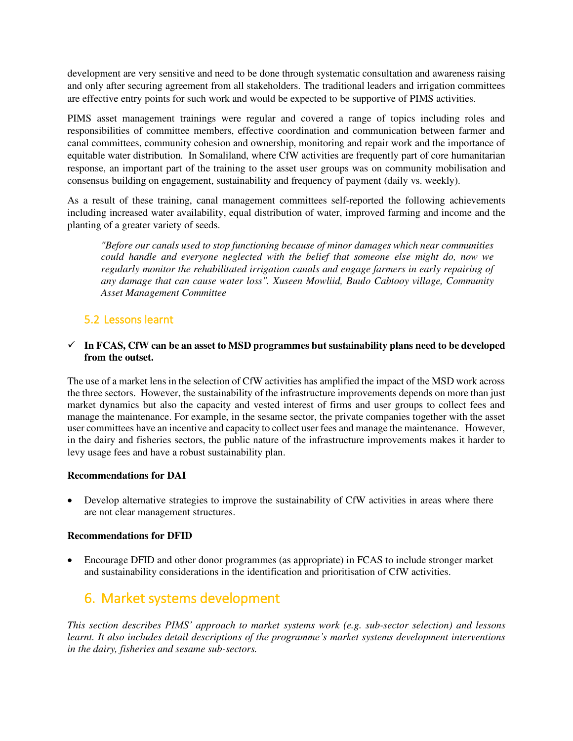development are very sensitive and need to be done through systematic consultation and awareness raising and only after securing agreement from all stakeholders. The traditional leaders and irrigation committees are effective entry points for such work and would be expected to be supportive of PIMS activities.

PIMS asset management trainings were regular and covered a range of topics including roles and responsibilities of committee members, effective coordination and communication between farmer and canal committees, community cohesion and ownership, monitoring and repair work and the importance of equitable water distribution. In Somaliland, where CfW activities are frequently part of core humanitarian response, an important part of the training to the asset user groups was on community mobilisation and consensus building on engagement, sustainability and frequency of payment (daily vs. weekly).

As a result of these training, canal management committees self-reported the following achievements including increased water availability, equal distribution of water, improved farming and income and the planting of a greater variety of seeds.

> *"Before our canals used to stop functioning because of minor damages which near communities could handle and everyone neglected with the belief that someone else might do, now we regularly monitor the rehabilitated irrigation canals and engage farmers in early repairing of any damage that can cause water loss". Xuseen Mowliid, Buulo Cabtooy village, Community Asset Management Committee*

## 5.2 Lessons learnt

✓ **In FCAS, CfW can be an asset to MSD programmes but sustainability plans need to be developed from the outset.**

The use of a market lens in the selection of CfW activities has amplified the impact of the MSD work across the three sectors. However, the sustainability of the infrastructure improvements depends on more than just market dynamics but also the capacity and vested interest of firms and user groups to collect fees and manage the maintenance. For example, in the sesame sector, the private companies together with the asset user committees have an incentive and capacity to collect user fees and manage the maintenance. However, in the dairy and fisheries sectors, the public nature of the infrastructure improvements makes it harder to levy usage fees and have a robust sustainability plan.

**Recommendations for DAI**

- Develop alternative strategies to improve the sustainability of CfW activities in areas where there are not clear management structures.

**Recommendations for DFID**

- Encourage DFID and other donor programmes (as appropriate) in FCAS to include stronger market and sustainability considerations in the identification and prioritisation of CfW activities.

# 6. Market systems development

*This section describes PIMS' approach to market systems work (e.g. sub-sector selection) and lessons learnt. It also includes detail descriptions of the programme's market systems development interventions in the dairy, fisheries and sesame sub-sectors.*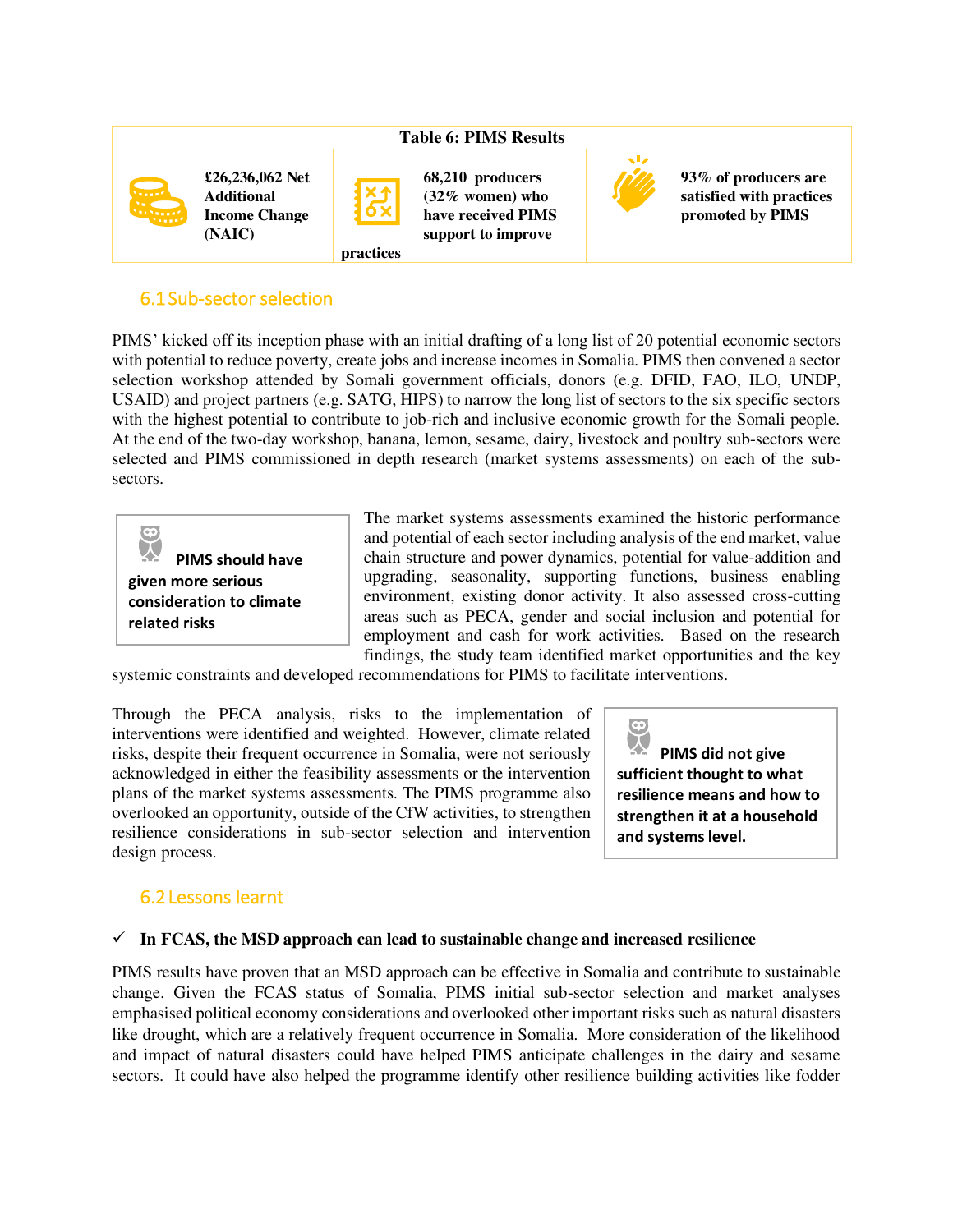| Table 6: PIMS Results | | |
|---|---|---|
| **£26,236,062 Net Additional Income Change (NAIC)** | **68,210 producers (32% women) who have received PIMS support to improve practices** | **93% of producers are satisfied with practices promoted by PIMS** |

## 6.1 Sub-sector selection

PIMS' kicked off its inception phase with an initial drafting of a long list of 20 potential economic sectors with potential to reduce poverty, create jobs and increase incomes in Somalia. PIMS then convened a sector selection workshop attended by Somali government officials, donors (e.g. DFID, FAO, ILO, UNDP, USAID) and project partners (e.g. SATG, HIPS) to narrow the long list of sectors to the six specific sectors with the highest potential to contribute to job-rich and inclusive economic growth for the Somali people. At the end of the two-day workshop, banana, lemon, sesame, dairy, livestock and poultry sub-sectors were selected and PIMS commissioned in depth research (market systems assessments) on each of the sub-sectors.

> **PIMS should have given more serious consideration to climate related risks**

The market systems assessments examined the historic performance and potential of each sector including analysis of the end market, value chain structure and power dynamics, potential for value-addition and upgrading, seasonality, supporting functions, business enabling environment, existing donor activity. It also assessed cross-cutting areas such as PECA, gender and social inclusion and potential for employment and cash for work activities. Based on the research findings, the study team identified market opportunities and the key systemic constraints and developed recommendations for PIMS to facilitate interventions.

Through the PECA analysis, risks to the implementation of interventions were identified and weighted. However, climate related risks, despite their frequent occurrence in Somalia, were not seriously acknowledged in either the feasibility assessments or the intervention plans of the market systems assessments. The PIMS programme also overlooked an opportunity, outside of the CfW activities, to strengthen resilience considerations in sub-sector selection and intervention design process.

> **PIMS did not give sufficient thought to what resilience means and how to strengthen it at a household and systems level.**

## 6.2 Lessons learnt

✓ **In FCAS, the MSD approach can lead to sustainable change and increased resilience**

PIMS results have proven that an MSD approach can be effective in Somalia and contribute to sustainable change. Given the FCAS status of Somalia, PIMS initial sub-sector selection and market analyses emphasised political economy considerations and overlooked other important risks such as natural disasters like drought, which are a relatively frequent occurrence in Somalia. More consideration of the likelihood and impact of natural disasters could have helped PIMS anticipate challenges in the dairy and sesame sectors. It could have also helped the programme identify other resilience building activities like fodder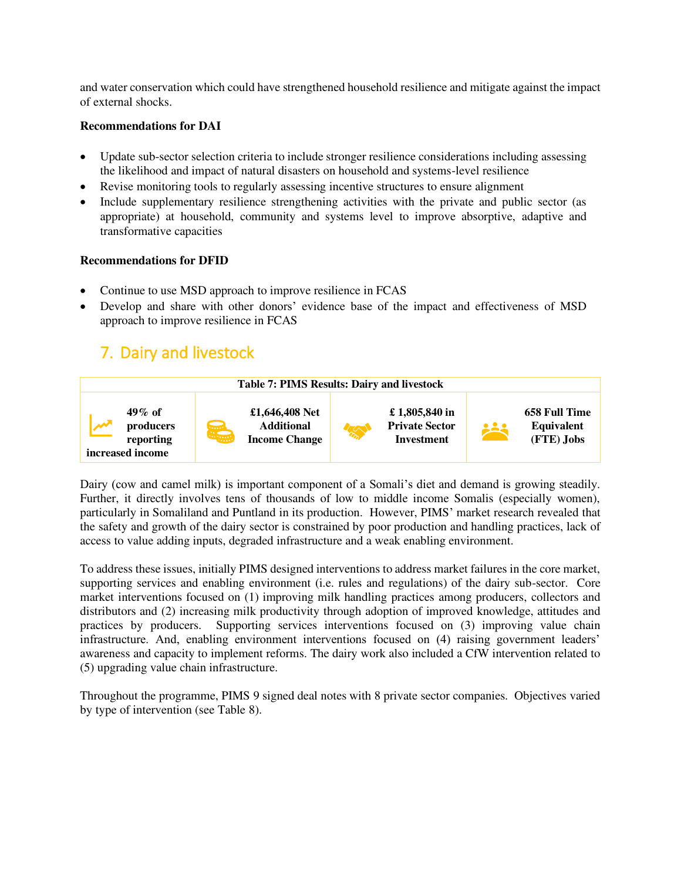and water conservation which could have strengthened household resilience and mitigate against the impact of external shocks.

**Recommendations for DAI**

- Update sub-sector selection criteria to include stronger resilience considerations including assessing the likelihood and impact of natural disasters on household and systems-level resilience
- Revise monitoring tools to regularly assessing incentive structures to ensure alignment
- Include supplementary resilience strengthening activities with the private and public sector (as appropriate) at household, community and systems level to improve absorptive, adaptive and transformative capacities

**Recommendations for DFID**

- Continue to use MSD approach to improve resilience in FCAS
- Develop and share with other donors' evidence base of the impact and effectiveness of MSD approach to improve resilience in FCAS

## 7. Dairy and livestock

| Table 7: PIMS Results: Dairy and livestock | | | |
|---|---|---|---|
| **49% of producers reporting increased income** | **£1,646,408 Net Additional Income Change** | **£ 1,805,840 in Private Sector Investment** | **658 Full Time Equivalent (FTE) Jobs** |

Dairy (cow and camel milk) is important component of a Somali's diet and demand is growing steadily. Further, it directly involves tens of thousands of low to middle income Somalis (especially women), particularly in Somaliland and Puntland in its production. However, PIMS' market research revealed that the safety and growth of the dairy sector is constrained by poor production and handling practices, lack of access to value adding inputs, degraded infrastructure and a weak enabling environment.

To address these issues, initially PIMS designed interventions to address market failures in the core market, supporting services and enabling environment (i.e. rules and regulations) of the dairy sub-sector. Core market interventions focused on (1) improving milk handling practices among producers, collectors and distributors and (2) increasing milk productivity through adoption of improved knowledge, attitudes and practices by producers. Supporting services interventions focused on (3) improving value chain infrastructure. And, enabling environment interventions focused on (4) raising government leaders' awareness and capacity to implement reforms. The dairy work also included a CfW intervention related to (5) upgrading value chain infrastructure.

Throughout the programme, PIMS 9 signed deal notes with 8 private sector companies. Objectives varied by type of intervention (see Table 8).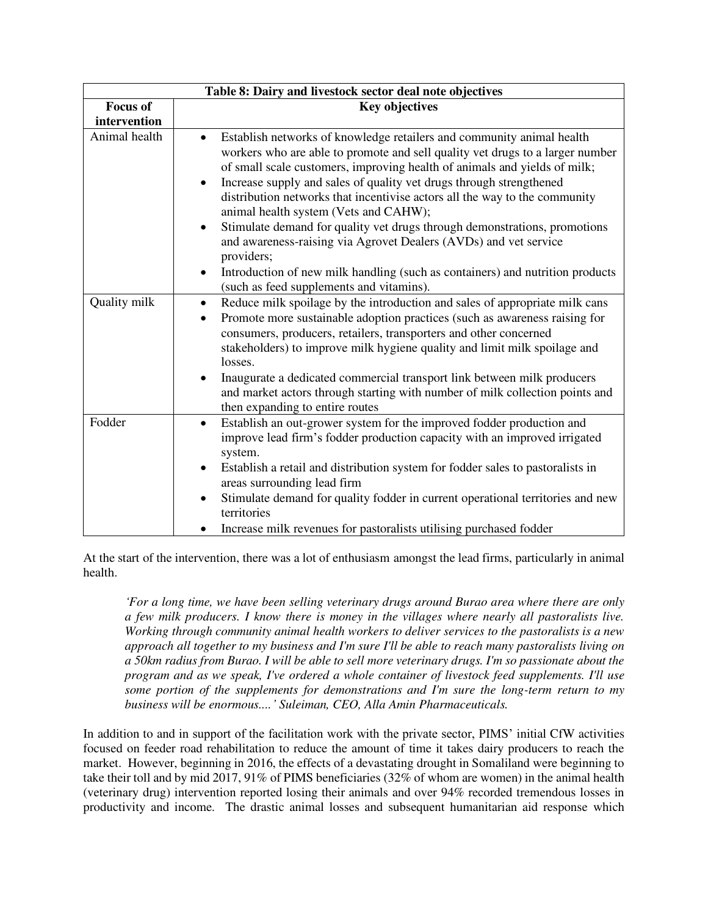| Table 8: Dairy and livestock sector deal note objectives | |
|---|---|
| **Focus of intervention** | **Key objectives** |
| Animal health | • Establish networks of knowledge retailers and community animal health workers who are able to promote and sell quality vet drugs to a larger number of small scale customers, improving health of animals and yields of milk;<br>• Increase supply and sales of quality vet drugs through strengthened distribution networks that incentivise actors all the way to the community animal health system (Vets and CAHW);<br>• Stimulate demand for quality vet drugs through demonstrations, promotions and awareness-raising via Agrovet Dealers (AVDs) and vet service providers;<br>• Introduction of new milk handling (such as containers) and nutrition products (such as feed supplements and vitamins). |
| Quality milk | • Reduce milk spoilage by the introduction and sales of appropriate milk cans<br>• Promote more sustainable adoption practices (such as awareness raising for consumers, producers, retailers, transporters and other concerned stakeholders) to improve milk hygiene quality and limit milk spoilage and losses.<br>• Inaugurate a dedicated commercial transport link between milk producers and market actors through starting with number of milk collection points and then expanding to entire routes |
| Fodder | • Establish an out-grower system for the improved fodder production and improve lead firm's fodder production capacity with an improved irrigated system.<br>• Establish a retail and distribution system for fodder sales to pastoralists in areas surrounding lead firm<br>• Stimulate demand for quality fodder in current operational territories and new territories<br>• Increase milk revenues for pastoralists utilising purchased fodder |

At the start of the intervention, there was a lot of enthusiasm amongst the lead firms, particularly in animal health.

> *'For a long time, we have been selling veterinary drugs around Burao area where there are only a few milk producers. I know there is money in the villages where nearly all pastoralists live. Working through community animal health workers to deliver services to the pastoralists is a new approach all together to my business and I'm sure I'll be able to reach many pastoralists living on a 50km radius from Burao. I will be able to sell more veterinary drugs. I'm so passionate about the program and as we speak, I've ordered a whole container of livestock feed supplements. I'll use some portion of the supplements for demonstrations and I'm sure the long-term return to my business will be enormous....' Suleiman, CEO, Alla Amin Pharmaceuticals.*

In addition to and in support of the facilitation work with the private sector, PIMS' initial CfW activities focused on feeder road rehabilitation to reduce the amount of time it takes dairy producers to reach the market. However, beginning in 2016, the effects of a devastating drought in Somaliland were beginning to take their toll and by mid 2017, 91% of PIMS beneficiaries (32% of whom are women) in the animal health (veterinary drug) intervention reported losing their animals and over 94% recorded tremendous losses in productivity and income. The drastic animal losses and subsequent humanitarian aid response which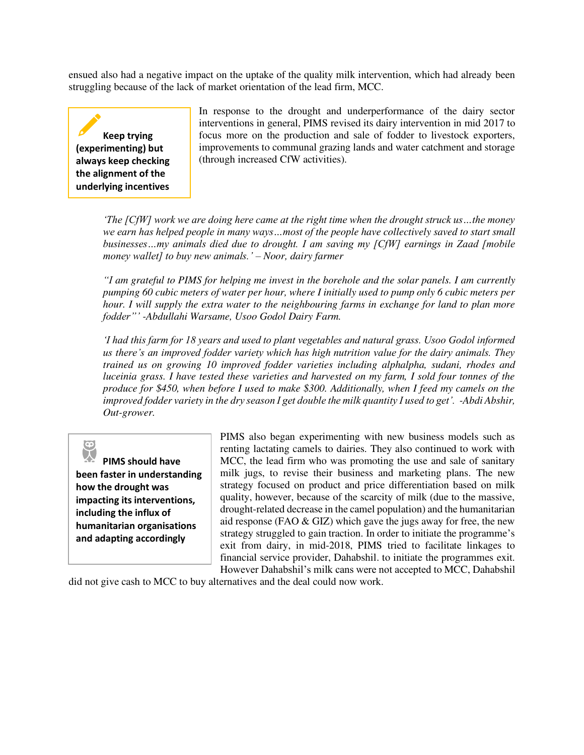ensued also had a negative impact on the uptake of the quality milk intervention, which had already been struggling because of the lack of market orientation of the lead firm, MCC.

> **Keep trying (experimenting) but always keep checking the alignment of the underlying incentives**

In response to the drought and underperformance of the dairy sector interventions in general, PIMS revised its dairy intervention in mid 2017 to focus more on the production and sale of fodder to livestock exporters, improvements to communal grazing lands and water catchment and storage (through increased CfW activities).

*'The [CfW] work we are doing here came at the right time when the drought struck us…the money we earn has helped people in many ways…most of the people have collectively saved to start small businesses…my animals died due to drought. I am saving my [CfW] earnings in Zaad [mobile money wallet] to buy new animals.' – Noor, dairy farmer*

*"I am grateful to PIMS for helping me invest in the borehole and the solar panels. I am currently pumping 60 cubic meters of water per hour, where I initially used to pump only 6 cubic meters per hour. I will supply the extra water to the neighbouring farms in exchange for land to plan more fodder"' -Abdullahi Warsame, Usoo Godol Dairy Farm.*

*'I had this farm for 18 years and used to plant vegetables and natural grass. Usoo Godol informed us there's an improved fodder variety which has high nutrition value for the dairy animals. They trained us on growing 10 improved fodder varieties including alphalpha, sudani, rhodes and luceinia grass. I have tested these varieties and harvested on my farm, I sold four tonnes of the produce for $450, when before I used to make $300. Additionally, when I feed my camels on the improved fodder variety in the dry season I get double the milk quantity I used to get'. -Abdi Abshir, Out-grower.*

> **PIMS should have been faster in understanding how the drought was impacting its interventions, including the influx of humanitarian organisations and adapting accordingly**

PIMS also began experimenting with new business models such as renting lactating camels to dairies. They also continued to work with MCC, the lead firm who was promoting the use and sale of sanitary milk jugs, to revise their business and marketing plans. The new strategy focused on product and price differentiation based on milk quality, however, because of the scarcity of milk (due to the massive, drought-related decrease in the camel population) and the humanitarian aid response (FAO & GIZ) which gave the jugs away for free, the new strategy struggled to gain traction. In order to initiate the programme's exit from dairy, in mid-2018, PIMS tried to facilitate linkages to financial service provider, Dahabshil. to initiate the programmes exit. However Dahabshil's milk cans were not accepted to MCC, Dahabshil did not give cash to MCC to buy alternatives and the deal could now work.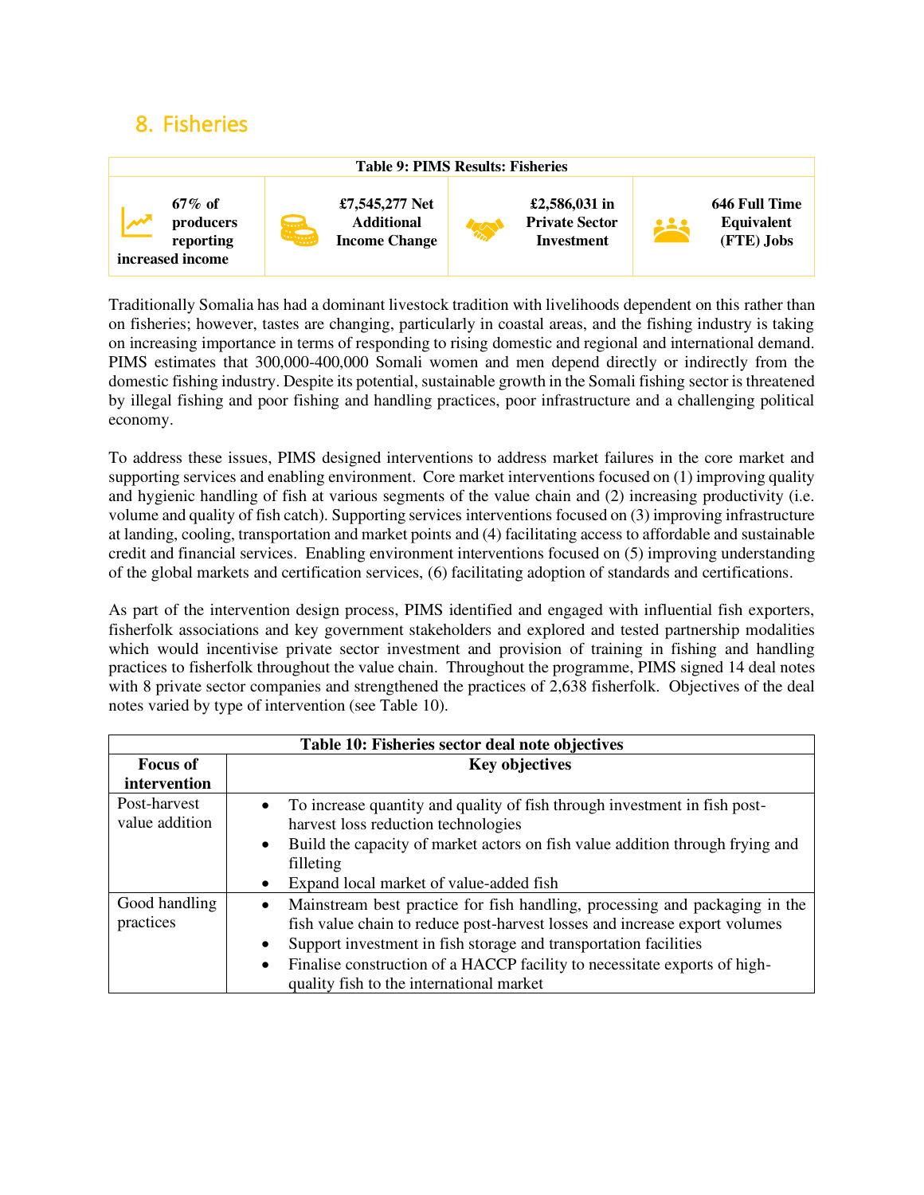## 8. Fisheries

| Table 9: PIMS Results: Fisheries | | | |
|---|---|---|---|
| 67% of producers reporting increased income | £7,545,277 Net Additional Income Change | £2,586,031 in Private Sector Investment | 646 Full Time Equivalent (FTE) Jobs |

Traditionally Somalia has had a dominant livestock tradition with livelihoods dependent on this rather than on fisheries; however, tastes are changing, particularly in coastal areas, and the fishing industry is taking on increasing importance in terms of responding to rising domestic and regional and international demand. PIMS estimates that 300,000-400,000 Somali women and men depend directly or indirectly from the domestic fishing industry. Despite its potential, sustainable growth in the Somali fishing sector is threatened by illegal fishing and poor fishing and handling practices, poor infrastructure and a challenging political economy.

To address these issues, PIMS designed interventions to address market failures in the core market and supporting services and enabling environment. Core market interventions focused on (1) improving quality and hygienic handling of fish at various segments of the value chain and (2) increasing productivity (i.e. volume and quality of fish catch). Supporting services interventions focused on (3) improving infrastructure at landing, cooling, transportation and market points and (4) facilitating access to affordable and sustainable credit and financial services. Enabling environment interventions focused on (5) improving understanding of the global markets and certification services, (6) facilitating adoption of standards and certifications.

As part of the intervention design process, PIMS identified and engaged with influential fish exporters, fisherfolk associations and key government stakeholders and explored and tested partnership modalities which would incentivise private sector investment and provision of training in fishing and handling practices to fisherfolk throughout the value chain. Throughout the programme, PIMS signed 14 deal notes with 8 private sector companies and strengthened the practices of 2,638 fisherfolk. Objectives of the deal notes varied by type of intervention (see Table 10).

**Table 10: Fisheries sector deal note objectives**

| Focus of intervention | Key objectives |
|---|---|
| Post-harvest value addition | • To increase quantity and quality of fish through investment in fish post-harvest loss reduction technologies<br>• Build the capacity of market actors on fish value addition through frying and filleting<br>• Expand local market of value-added fish |
| Good handling practices | • Mainstream best practice for fish handling, processing and packaging in the fish value chain to reduce post-harvest losses and increase export volumes<br>• Support investment in fish storage and transportation facilities<br>• Finalise construction of a HACCP facility to necessitate exports of high-quality fish to the international market |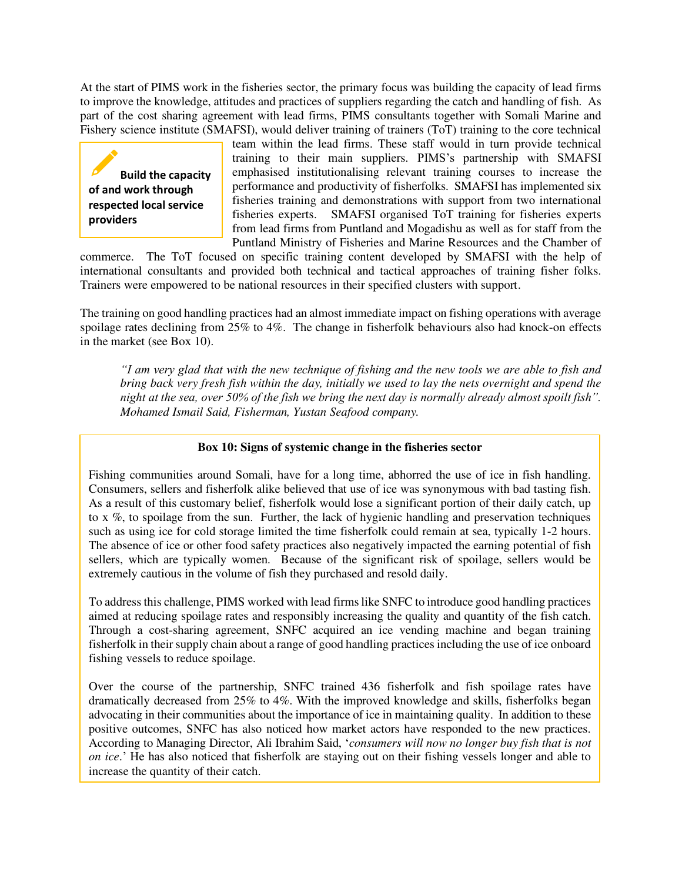At the start of PIMS work in the fisheries sector, the primary focus was building the capacity of lead firms to improve the knowledge, attitudes and practices of suppliers regarding the catch and handling of fish. As part of the cost sharing agreement with lead firms, PIMS consultants together with Somali Marine and Fishery science institute (SMAFSI), would deliver training of trainers (ToT) training to the core technical team within the lead firms. These staff would in turn provide technical training to their main suppliers. PIMS's partnership with SMAFSI emphasised institutionalising relevant training courses to increase the performance and productivity of fisherfolks. SMAFSI has implemented six fisheries training and demonstrations with support from two international fisheries experts. SMAFSI organised ToT training for fisheries experts from lead firms from Puntland and Mogadishu as well as for staff from the Puntland Ministry of Fisheries and Marine Resources and the Chamber of commerce. The ToT focused on specific training content developed by SMAFSI with the help of international consultants and provided both technical and tactical approaches of training fisher folks. Trainers were empowered to be national resources in their specified clusters with support.

> **Build the capacity of and work through respected local service providers**

The training on good handling practices had an almost immediate impact on fishing operations with average spoilage rates declining from 25% to 4%. The change in fisherfolk behaviours also had knock-on effects in the market (see Box 10).

> *"I am very glad that with the new technique of fishing and the new tools we are able to fish and bring back very fresh fish within the day, initially we used to lay the nets overnight and spend the night at the sea, over 50% of the fish we bring the next day is normally already almost spoilt fish". Mohamed Ismail Said, Fisherman, Yustan Seafood company.*

**Box 10: Signs of systemic change in the fisheries sector**

Fishing communities around Somali, have for a long time, abhorred the use of ice in fish handling. Consumers, sellers and fisherfolk alike believed that use of ice was synonymous with bad tasting fish. As a result of this customary belief, fisherfolk would lose a significant portion of their daily catch, up to x %, to spoilage from the sun. Further, the lack of hygienic handling and preservation techniques such as using ice for cold storage limited the time fisherfolk could remain at sea, typically 1-2 hours. The absence of ice or other food safety practices also negatively impacted the earning potential of fish sellers, which are typically women. Because of the significant risk of spoilage, sellers would be extremely cautious in the volume of fish they purchased and resold daily.

To address this challenge, PIMS worked with lead firms like SNFC to introduce good handling practices aimed at reducing spoilage rates and responsibly increasing the quality and quantity of the fish catch. Through a cost-sharing agreement, SNFC acquired an ice vending machine and began training fisherfolk in their supply chain about a range of good handling practices including the use of ice onboard fishing vessels to reduce spoilage.

Over the course of the partnership, SNFC trained 436 fisherfolk and fish spoilage rates have dramatically decreased from 25% to 4%. With the improved knowledge and skills, fisherfolks began advocating in their communities about the importance of ice in maintaining quality. In addition to these positive outcomes, SNFC has also noticed how market actors have responded to the new practices. According to Managing Director, Ali Ibrahim Said, '*consumers will now no longer buy fish that is not on ice*.' He has also noticed that fisherfolk are staying out on their fishing vessels longer and able to increase the quantity of their catch.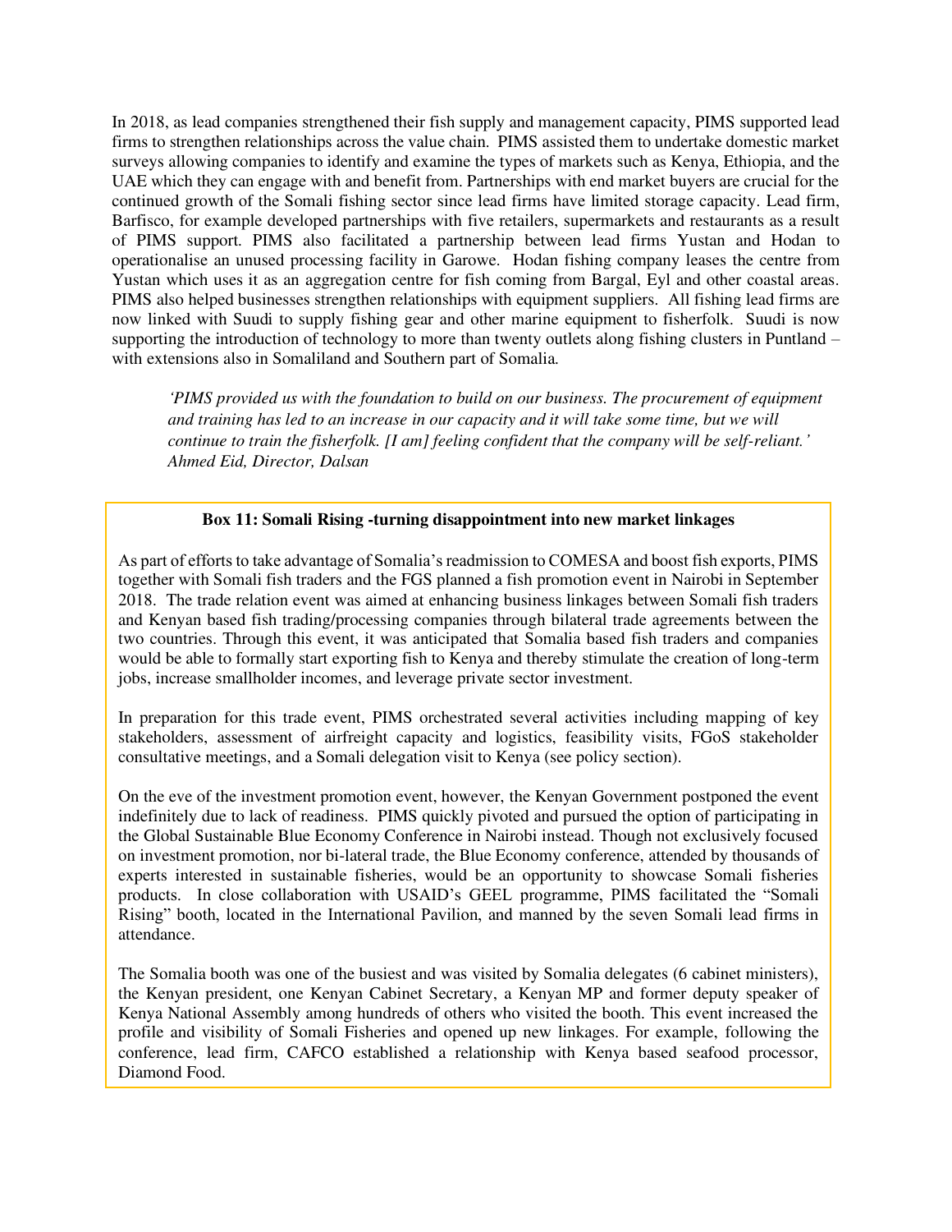In 2018, as lead companies strengthened their fish supply and management capacity, PIMS supported lead firms to strengthen relationships across the value chain. PIMS assisted them to undertake domestic market surveys allowing companies to identify and examine the types of markets such as Kenya, Ethiopia, and the UAE which they can engage with and benefit from. Partnerships with end market buyers are crucial for the continued growth of the Somali fishing sector since lead firms have limited storage capacity. Lead firm, Barfisco, for example developed partnerships with five retailers, supermarkets and restaurants as a result of PIMS support. PIMS also facilitated a partnership between lead firms Yustan and Hodan to operationalise an unused processing facility in Garowe. Hodan fishing company leases the centre from Yustan which uses it as an aggregation centre for fish coming from Bargal, Eyl and other coastal areas. PIMS also helped businesses strengthen relationships with equipment suppliers. All fishing lead firms are now linked with Suudi to supply fishing gear and other marine equipment to fisherfolk. Suudi is now supporting the introduction of technology to more than twenty outlets along fishing clusters in Puntland – with extensions also in Somaliland and Southern part of Somalia.

> *'PIMS provided us with the foundation to build on our business. The procurement of equipment and training has led to an increase in our capacity and it will take some time, but we will continue to train the fisherfolk. [I am] feeling confident that the company will be self-reliant.' Ahmed Eid, Director, Dalsan*

**Box 11: Somali Rising -turning disappointment into new market linkages**

As part of efforts to take advantage of Somalia's readmission to COMESA and boost fish exports, PIMS together with Somali fish traders and the FGS planned a fish promotion event in Nairobi in September 2018. The trade relation event was aimed at enhancing business linkages between Somali fish traders and Kenyan based fish trading/processing companies through bilateral trade agreements between the two countries. Through this event, it was anticipated that Somalia based fish traders and companies would be able to formally start exporting fish to Kenya and thereby stimulate the creation of long-term jobs, increase smallholder incomes, and leverage private sector investment.

In preparation for this trade event, PIMS orchestrated several activities including mapping of key stakeholders, assessment of airfreight capacity and logistics, feasibility visits, FGoS stakeholder consultative meetings, and a Somali delegation visit to Kenya (see policy section).

On the eve of the investment promotion event, however, the Kenyan Government postponed the event indefinitely due to lack of readiness. PIMS quickly pivoted and pursued the option of participating in the Global Sustainable Blue Economy Conference in Nairobi instead. Though not exclusively focused on investment promotion, nor bi-lateral trade, the Blue Economy conference, attended by thousands of experts interested in sustainable fisheries, would be an opportunity to showcase Somali fisheries products. In close collaboration with USAID's GEEL programme, PIMS facilitated the "Somali Rising" booth, located in the International Pavilion, and manned by the seven Somali lead firms in attendance.

The Somalia booth was one of the busiest and was visited by Somalia delegates (6 cabinet ministers), the Kenyan president, one Kenyan Cabinet Secretary, a Kenyan MP and former deputy speaker of Kenya National Assembly among hundreds of others who visited the booth. This event increased the profile and visibility of Somali Fisheries and opened up new linkages. For example, following the conference, lead firm, CAFCO established a relationship with Kenya based seafood processor, Diamond Food.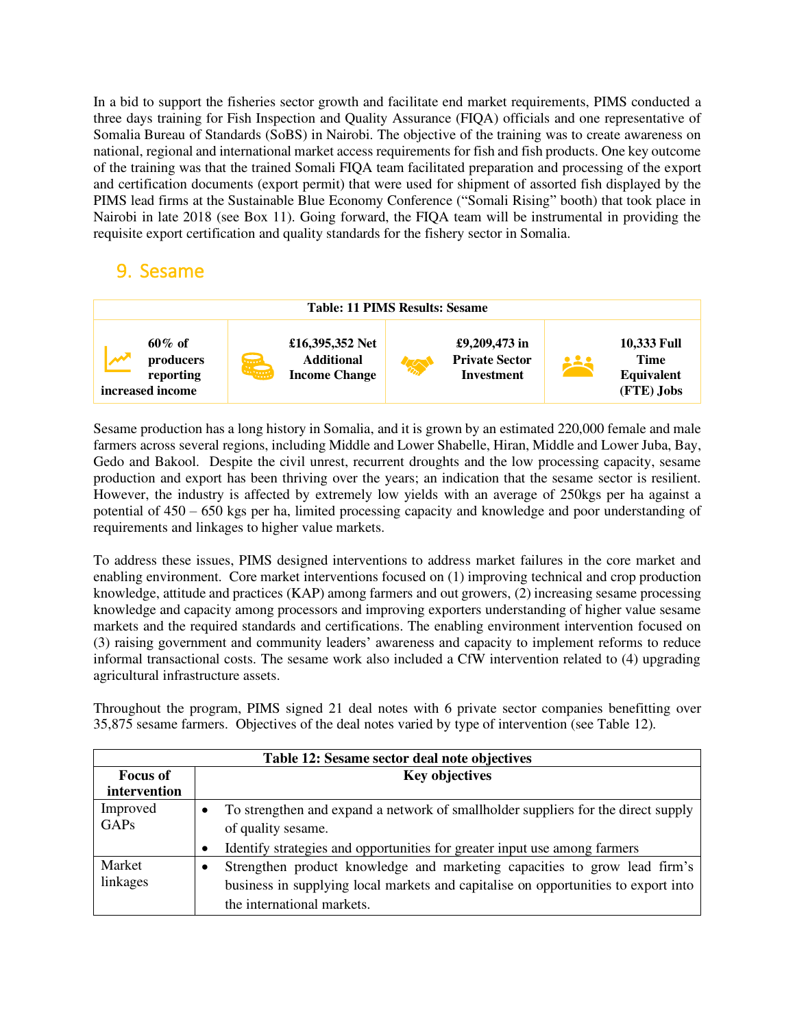In a bid to support the fisheries sector growth and facilitate end market requirements, PIMS conducted a three days training for Fish Inspection and Quality Assurance (FIQA) officials and one representative of Somalia Bureau of Standards (SoBS) in Nairobi. The objective of the training was to create awareness on national, regional and international market access requirements for fish and fish products. One key outcome of the training was that the trained Somali FIQA team facilitated preparation and processing of the export and certification documents (export permit) that were used for shipment of assorted fish displayed by the PIMS lead firms at the Sustainable Blue Economy Conference ("Somali Rising" booth) that took place in Nairobi in late 2018 (see Box 11). Going forward, the FIQA team will be instrumental in providing the requisite export certification and quality standards for the fishery sector in Somalia.

## 9. Sesame

| Table: 11 PIMS Results: Sesame | | | |
|---|---|---|---|
| **60% of producers reporting increased income** | **£16,395,352 Net Additional Income Change** | **£9,209,473 in Private Sector Investment** | **10,333 Full Time Equivalent (FTE) Jobs** |

Sesame production has a long history in Somalia, and it is grown by an estimated 220,000 female and male farmers across several regions, including Middle and Lower Shabelle, Hiran, Middle and Lower Juba, Bay, Gedo and Bakool. Despite the civil unrest, recurrent droughts and the low processing capacity, sesame production and export has been thriving over the years; an indication that the sesame sector is resilient. However, the industry is affected by extremely low yields with an average of 250kgs per ha against a potential of 450 – 650 kgs per ha, limited processing capacity and knowledge and poor understanding of requirements and linkages to higher value markets.

To address these issues, PIMS designed interventions to address market failures in the core market and enabling environment. Core market interventions focused on (1) improving technical and crop production knowledge, attitude and practices (KAP) among farmers and out growers, (2) increasing sesame processing knowledge and capacity among processors and improving exporters understanding of higher value sesame markets and the required standards and certifications. The enabling environment intervention focused on (3) raising government and community leaders' awareness and capacity to implement reforms to reduce informal transactional costs. The sesame work also included a CfW intervention related to (4) upgrading agricultural infrastructure assets.

Throughout the program, PIMS signed 21 deal notes with 6 private sector companies benefitting over 35,875 sesame farmers. Objectives of the deal notes varied by type of intervention (see Table 12).

| Table 12: Sesame sector deal note objectives | |
|---|---|
| **Focus of intervention** | **Key objectives** |
| Improved GAPs | • To strengthen and expand a network of smallholder suppliers for the direct supply of quality sesame.<br>• Identify strategies and opportunities for greater input use among farmers |
| Market linkages | • Strengthen product knowledge and marketing capacities to grow lead firm's business in supplying local markets and capitalise on opportunities to export into the international markets. |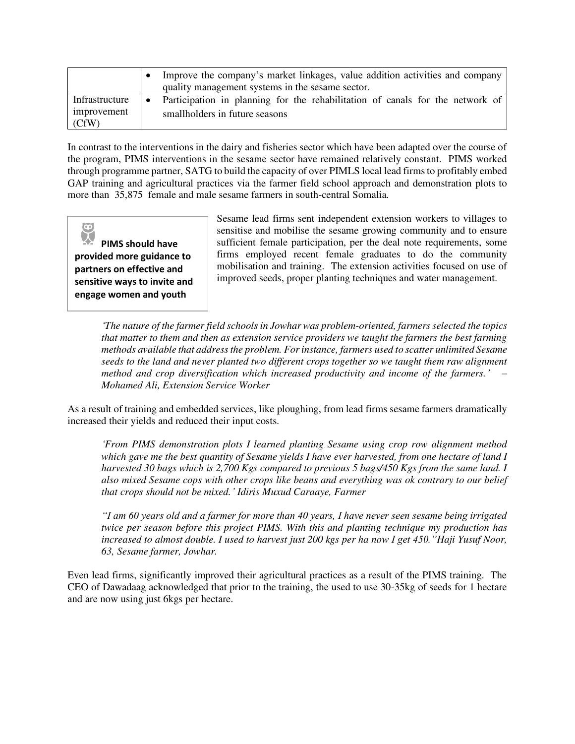| | |
|---|---|
| | • Improve the company's market linkages, value addition activities and company quality management systems in the sesame sector. |
| Infrastructure improvement (CfW) | • Participation in planning for the rehabilitation of canals for the network of smallholders in future seasons |

In contrast to the interventions in the dairy and fisheries sector which have been adapted over the course of the program, PIMS interventions in the sesame sector have remained relatively constant. PIMS worked through programme partner, SATG to build the capacity of over PIMLS local lead firms to profitably embed GAP training and agricultural practices via the farmer field school approach and demonstration plots to more than 35,875 female and male sesame farmers in south-central Somalia.

> **PIMS should have provided more guidance to partners on effective and sensitive ways to invite and engage women and youth**

Sesame lead firms sent independent extension workers to villages to sensitise and mobilise the sesame growing community and to ensure sufficient female participation, per the deal note requirements, some firms employed recent female graduates to do the community mobilisation and training. The extension activities focused on use of improved seeds, proper planting techniques and water management.

> *'The nature of the farmer field schools in Jowhar was problem-oriented, farmers selected the topics that matter to them and then as extension service providers we taught the farmers the best farming methods available that address the problem. For instance, farmers used to scatter unlimited Sesame seeds to the land and never planted two different crops together so we taught them raw alignment method and crop diversification which increased productivity and income of the farmers.' – Mohamed Ali, Extension Service Worker*

As a result of training and embedded services, like ploughing, from lead firms sesame farmers dramatically increased their yields and reduced their input costs.

> *'From PIMS demonstration plots I learned planting Sesame using crop row alignment method which gave me the best quantity of Sesame yields I have ever harvested, from one hectare of land I harvested 30 bags which is 2,700 Kgs compared to previous 5 bags/450 Kgs from the same land. I also mixed Sesame cops with other crops like beans and everything was ok contrary to our belief that crops should not be mixed.' Idiris Muxud Caraaye, Farmer*

> *"I am 60 years old and a farmer for more than 40 years, I have never seen sesame being irrigated twice per season before this project PIMS. With this and planting technique my production has increased to almost double. I used to harvest just 200 kgs per ha now I get 450."Haji Yusuf Noor, 63, Sesame farmer, Jowhar.*

Even lead firms, significantly improved their agricultural practices as a result of the PIMS training. The CEO of Dawadaag acknowledged that prior to the training, the used to use 30-35kg of seeds for 1 hectare and are now using just 6kgs per hectare.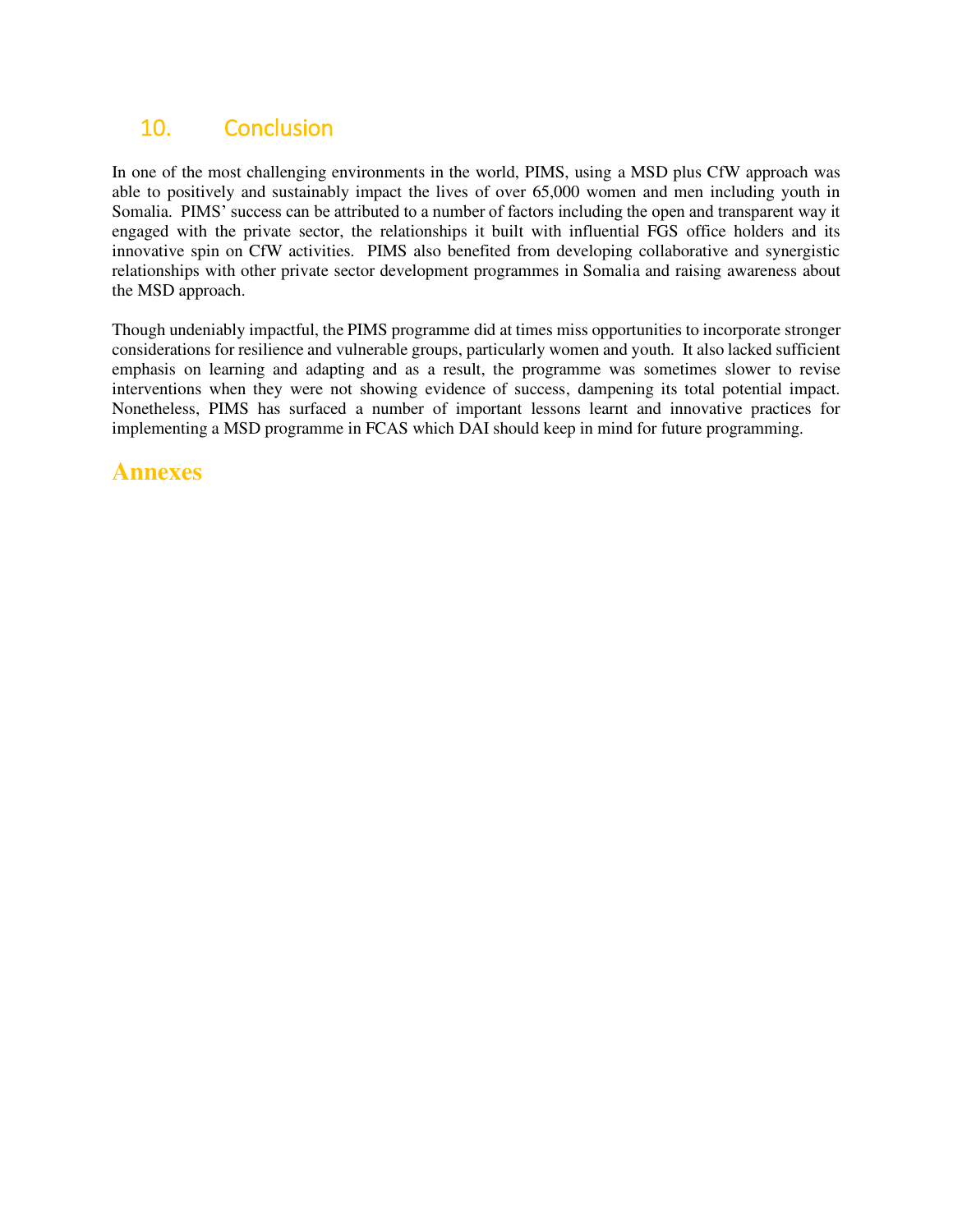## 10. Conclusion

In one of the most challenging environments in the world, PIMS, using a MSD plus CfW approach was able to positively and sustainably impact the lives of over 65,000 women and men including youth in Somalia. PIMS' success can be attributed to a number of factors including the open and transparent way it engaged with the private sector, the relationships it built with influential FGS office holders and its innovative spin on CfW activities. PIMS also benefited from developing collaborative and synergistic relationships with other private sector development programmes in Somalia and raising awareness about the MSD approach.

Though undeniably impactful, the PIMS programme did at times miss opportunities to incorporate stronger considerations for resilience and vulnerable groups, particularly women and youth. It also lacked sufficient emphasis on learning and adapting and as a result, the programme was sometimes slower to revise interventions when they were not showing evidence of success, dampening its total potential impact. Nonetheless, PIMS has surfaced a number of important lessons learnt and innovative practices for implementing a MSD programme in FCAS which DAI should keep in mind for future programming.

# Annexes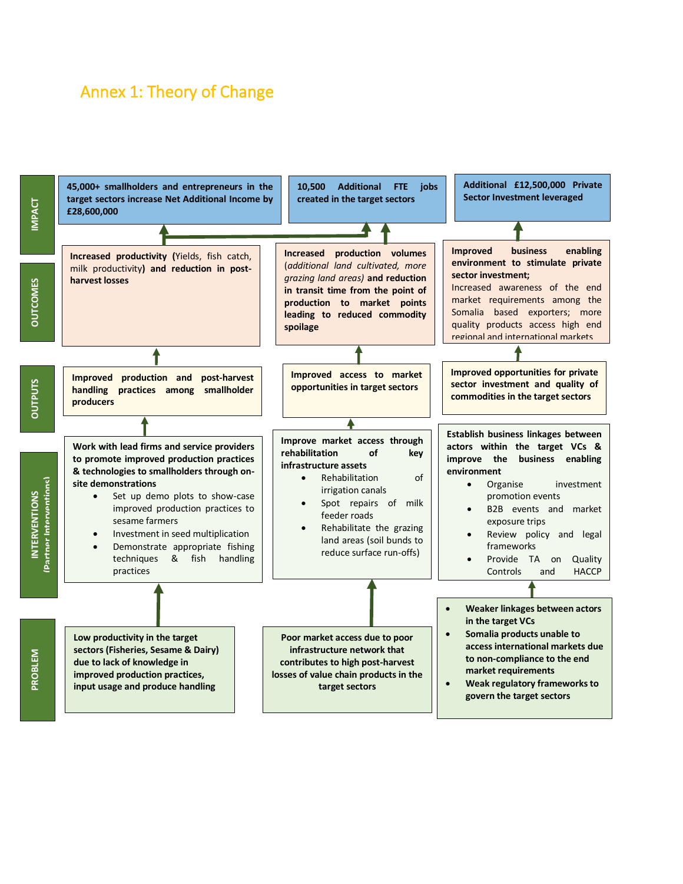# Annex 1: Theory of Change

| | Column 1 | Column 2 | Column 3 |
|---|---|---|---|
| **IMPACT** | **45,000+ smallholders and entrepreneurs in the target sectors increase Net Additional Income by £28,600,000** | **10,500 Additional FTE jobs created in the target sectors** | **Additional £12,500,000 Private Sector Investment leveraged** |
| **OUTCOMES** | **Increased productivity (**Yields, fish catch, milk productivity**) and reduction in post-harvest losses** | **Increased production volumes** (*additional land cultivated, more grazing land areas)* **and reduction in transit time from the point of production to market points leading to reduced commodity spoilage** | **Improved business enabling environment to stimulate private sector investment;** Increased awareness of the end market requirements among the Somalia based exporters; more quality products access high end regional and international markets |
| **OUTPUTS** | **Improved production and post-harvest handling practices among smallholder producers** | **Improved access to market opportunities in target sectors** | **Improved opportunities for private sector investment and quality of commodities in the target sectors** |
| **INTERVENTIONS** *(Partner Interventions)* | **Work with lead firms and service providers to promote improved production practices & technologies to smallholders through on-site demonstrations**<br>• Set up demo plots to show-case improved production practices to sesame farmers<br>• Investment in seed multiplication<br>• Demonstrate appropriate fishing techniques & fish handling practices | **Improve market access through rehabilitation of key infrastructure assets**<br>• Rehabilitation of irrigation canals<br>• Spot repairs of milk feeder roads<br>• Rehabilitate the grazing land areas (soil bunds to reduce surface run-offs) | **Establish business linkages between actors within the target VCs & improve the business enabling environment**<br>• Organise investment promotion events<br>• B2B events and market exposure trips<br>• Review policy and legal frameworks<br>• Provide TA on Quality Controls and HACCP |
| **PROBLEM** | **Low productivity in the target sectors (Fisheries, Sesame & Dairy) due to lack of knowledge in improved production practices, input usage and produce handling** | **Poor market access due to poor infrastructure network that contributes to high post-harvest losses of value chain products in the target sectors** | • **Weaker linkages between actors in the target VCs**<br>• **Somalia products unable to access international markets due to non-compliance to the end market requirements**<br>• **Weak regulatory frameworks to govern the target sectors** |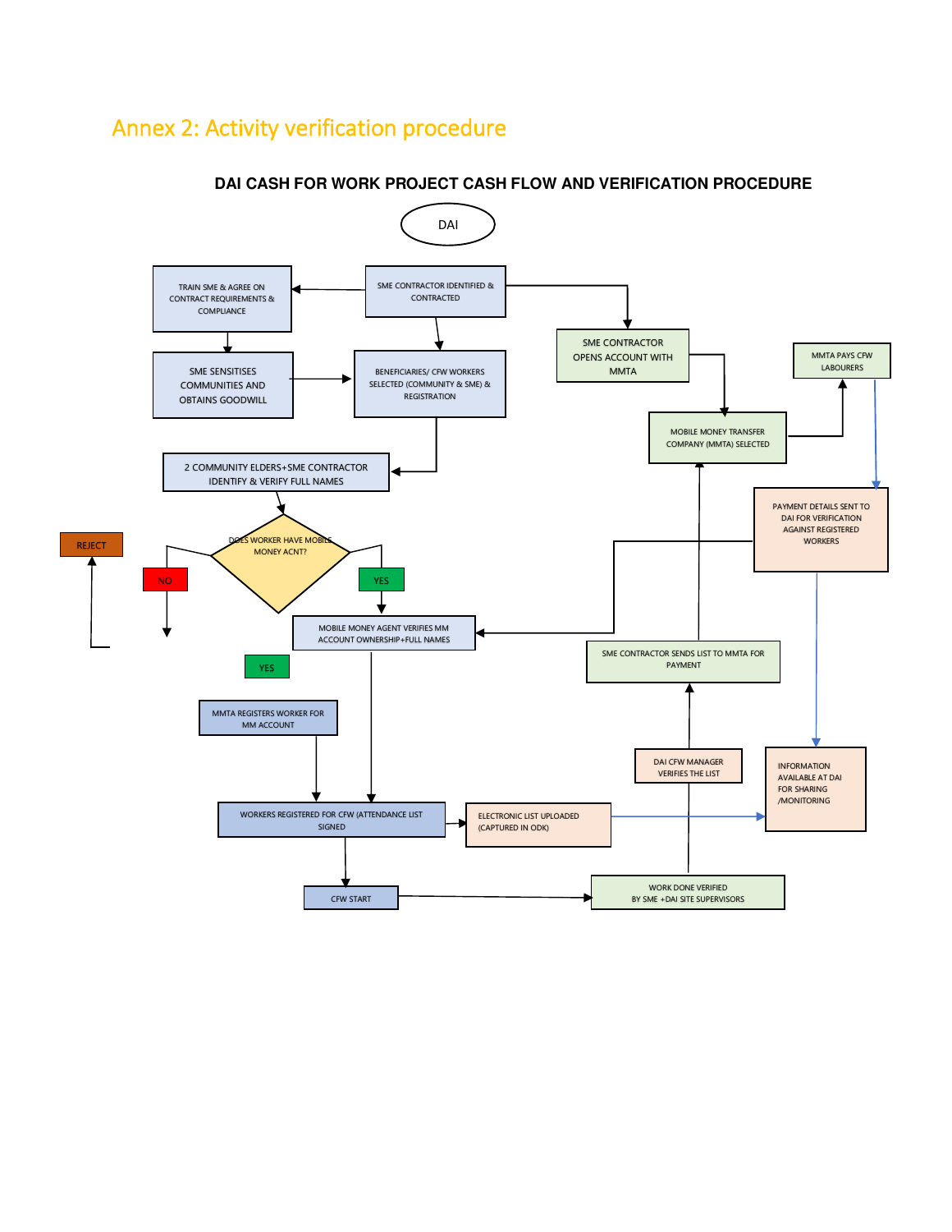## Annex 2: Activity verification procedure

**DAI CASH FOR WORK PROJECT CASH FLOW AND VERIFICATION PROCEDURE**

DAI

TRAIN SME & AGREE ON CONTRACT REQUIREMENTS & COMPLIANCE

SME CONTRACTOR IDENTIFIED & CONTRACTED

SME CONTRACTOR OPENS ACCOUNT WITH MMTA

MMTA PAYS CFW LABOURERS

SME SENSITISES COMMUNITIES AND OBTAINS GOODWILL

BENEFICIARIES/ CFW WORKERS SELECTED (COMMUNITY & SME) & REGISTRATION

MOBILE MONEY TRANSFER COMPANY (MMTA) SELECTED

2 COMMUNITY ELDERS+SME CONTRACTOR IDENTIFY & VERIFY FULL NAMES

PAYMENT DETAILS SENT TO DAI FOR VERIFICATION AGAINST REGISTERED WORKERS

REJECT

DOES WORKER HAVE MOBILE MONEY ACNT?

NO

YES

MOBILE MONEY AGENT VERIFIES MM ACCOUNT OWNERSHIP+FULL NAMES

SME CONTRACTOR SENDS LIST TO MMTA FOR PAYMENT

YES

MMTA REGISTERS WORKER FOR MM ACCOUNT

DAI CFW MANAGER VERIFIES THE LIST

INFORMATION AVAILABLE AT DAI FOR SHARING /MONITORING

WORKERS REGISTERED FOR CFW (ATTENDANCE LIST SIGNED

ELECTRONIC LIST UPLOADED (CAPTURED IN ODK)

CFW START

WORK DONE VERIFIED BY SME +DAI SITE SUPERVISORS